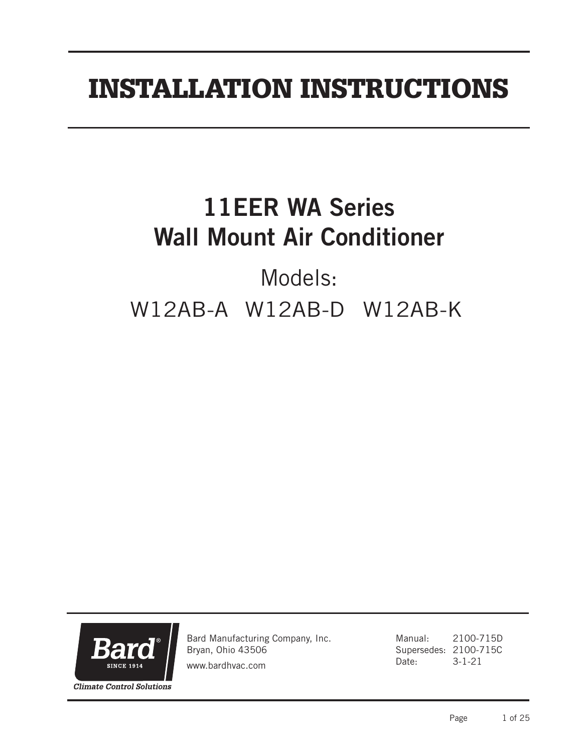# INSTALLATION INSTRUCTIONS

## 11EER WA Series
## Wall Mount Air Conditioner

Models:

W12AB-A W12AB-D W12AB-K

Bard® SINCE 1914

*Climate Control Solutions*

Bard Manufacturing Company, Inc.
Bryan, Ohio 43506

www.bardhvac.com

Manual: 2100-715D
Supersedes: 2100-715C
Date: 3-1-21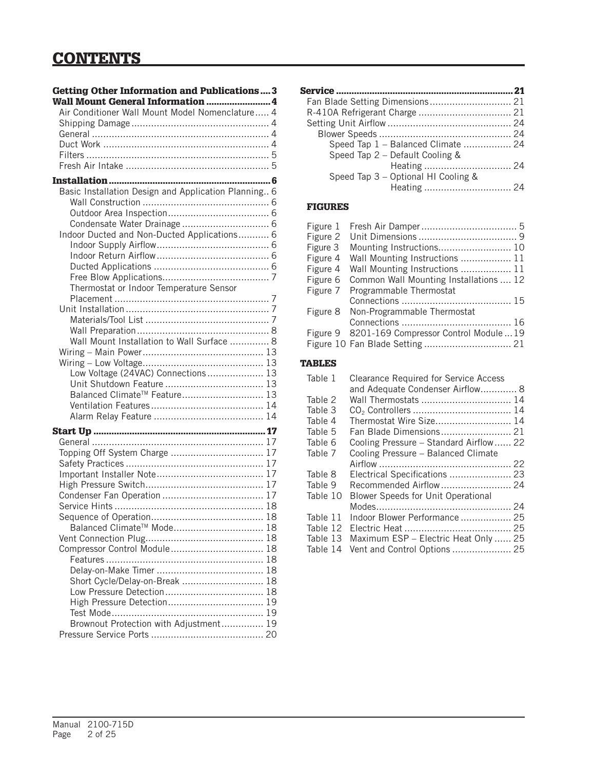# CONTENTS

**Getting Other Information and Publications .... 3**

**Wall Mount General Information ........................ 4**

- Air Conditioner Wall Mount Model Nomenclature..... 4
- Shipping Damage ................................................ 4
- General ............................................................... 4
- Duct Work .......................................................... 4
- Filters ................................................................. 5
- Fresh Air Intake .................................................. 5

**Installation ............................................................. 6**

- Basic Installation Design and Application Planning.. 6
  - Wall Construction ............................................ 6
  - Outdoor Area Inspection.................................... 6
  - Condensate Water Drainage ............................... 6
- Indoor Ducted and Non-Ducted Applications........... 6
  - Indoor Supply Airflow........................................ 6
  - Indoor Return Airflow........................................ 6
  - Ducted Applications ......................................... 6
  - Free Blow Applications...................................... 7
  - Thermostat or Indoor Temperature Sensor Placement ....................................................... 7
- Unit Installation ................................................... 7
  - Materials/Tool List ............................................ 7
  - Wall Preparation............................................... 8
  - Wall Mount Installation to Wall Surface .............. 8
- Wiring – Main Power........................................... 13
- Wiring – Low Voltage........................................... 13
  - Low Voltage (24VAC) Connections.................... 13
  - Unit Shutdown Feature ................................... 13
  - Balanced Climate™ Feature............................. 13
  - Ventilation Features........................................ 14
  - Alarm Relay Feature ....................................... 14

**Start Up ................................................................. 17**

- General ............................................................. 17
- Topping Off System Charge ................................. 17
- Safety Practices ................................................. 17
- Important Installer Note...................................... 17
- High Pressure Switch.......................................... 17
- Condenser Fan Operation .................................... 17
- Service Hints ..................................................... 18
- Sequence of Operation........................................ 18
  - Balanced Climate™ Mode................................ 18
- Vent Connection Plug.......................................... 18
- Compressor Control Module................................. 18
  - Features ........................................................ 18
  - Delay-on-Make Timer ...................................... 18
  - Short Cycle/Delay-on-Break ............................. 18
  - Low Pressure Detection................................... 18
  - High Pressure Detection.................................. 19
  - Test Mode...................................................... 19
  - Brownout Protection with Adjustment............... 19
- Pressure Service Ports ........................................ 20

**Service .................................................................... 21**

- Fan Blade Setting Dimensions............................. 21
- R-410A Refrigerant Charge ................................. 21
- Setting Unit Airflow ............................................ 24
  - Blower Speeds ............................................... 24
    - Speed Tap 1 – Balanced Climate ................. 24
    - Speed Tap 2 – Default Cooling & Heating ............................... 24
    - Speed Tap 3 – Optional HI Cooling & Heating ............................... 24

**FIGURES**

| | | |
|---|---|---|
| Figure 1 | Fresh Air Damper | 5 |
| Figure 2 | Unit Dimensions | 9 |
| Figure 3 | Mounting Instructions | 10 |
| Figure 4 | Wall Mounting Instructions | 11 |
| Figure 4 | Wall Mounting Instructions | 11 |
| Figure 6 | Common Wall Mounting Installations | 12 |
| Figure 7 | Programmable Thermostat Connections | 15 |
| Figure 8 | Non-Programmable Thermostat Connections | 16 |
| Figure 9 | 8201-169 Compressor Control Module | 19 |
| Figure 10 | Fan Blade Setting | 21 |

**TABLES**

| | | |
|---|---|---|
| Table 1 | Clearance Required for Service Access and Adequate Condenser Airflow | 8 |
| Table 2 | Wall Thermostats | 14 |
| Table 3 | $CO_2$ Controllers | 14 |
| Table 4 | Thermostat Wire Size | 14 |
| Table 5 | Fan Blade Dimensions | 21 |
| Table 6 | Cooling Pressure – Standard Airflow | 22 |
| Table 7 | Cooling Pressure – Balanced Climate Airflow | 22 |
| Table 8 | Electrical Specifications | 23 |
| Table 9 | Recommended Airflow | 24 |
| Table 10 | Blower Speeds for Unit Operational Modes | 24 |
| Table 11 | Indoor Blower Performance | 25 |
| Table 12 | Electric Heat | 25 |
| Table 13 | Maximum ESP – Electric Heat Only | 25 |
| Table 14 | Vent and Control Options | 25 |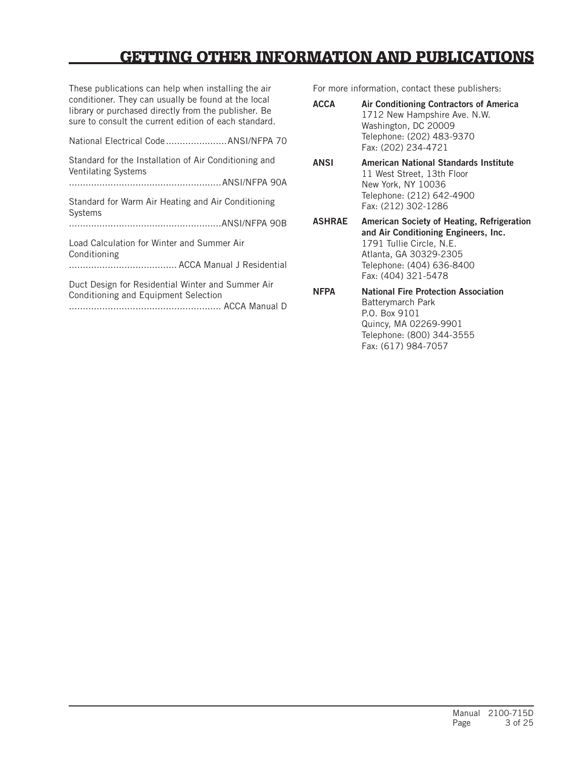# GETTING OTHER INFORMATION AND PUBLICATIONS

These publications can help when installing the air conditioner. They can usually be found at the local library or purchased directly from the publisher. Be sure to consult the current edition of each standard.

National Electrical Code ...................... ANSI/NFPA 70

Standard for the Installation of Air Conditioning and Ventilating Systems ...................................................... ANSI/NFPA 90A

Standard for Warm Air Heating and Air Conditioning Systems ...................................................... ANSI/NFPA 90B

Load Calculation for Winter and Summer Air Conditioning ....................................... ACCA Manual J Residential

Duct Design for Residential Winter and Summer Air Conditioning and Equipment Selection ...................................................... ACCA Manual D

For more information, contact these publishers:

**ACCA** **Air Conditioning Contractors of America**
1712 New Hampshire Ave. N.W.
Washington, DC 20009
Telephone: (202) 483-9370
Fax: (202) 234-4721

**ANSI** **American National Standards Institute**
11 West Street, 13th Floor
New York, NY 10036
Telephone: (212) 642-4900
Fax: (212) 302-1286

**ASHRAE** **American Society of Heating, Refrigeration and Air Conditioning Engineers, Inc.**
1791 Tullie Circle, N.E.
Atlanta, GA 30329-2305
Telephone: (404) 636-8400
Fax: (404) 321-5478

**NFPA** **National Fire Protection Association**
Batterymarch Park
P.O. Box 9101
Quincy, MA 02269-9901
Telephone: (800) 344-3555
Fax: (617) 984-7057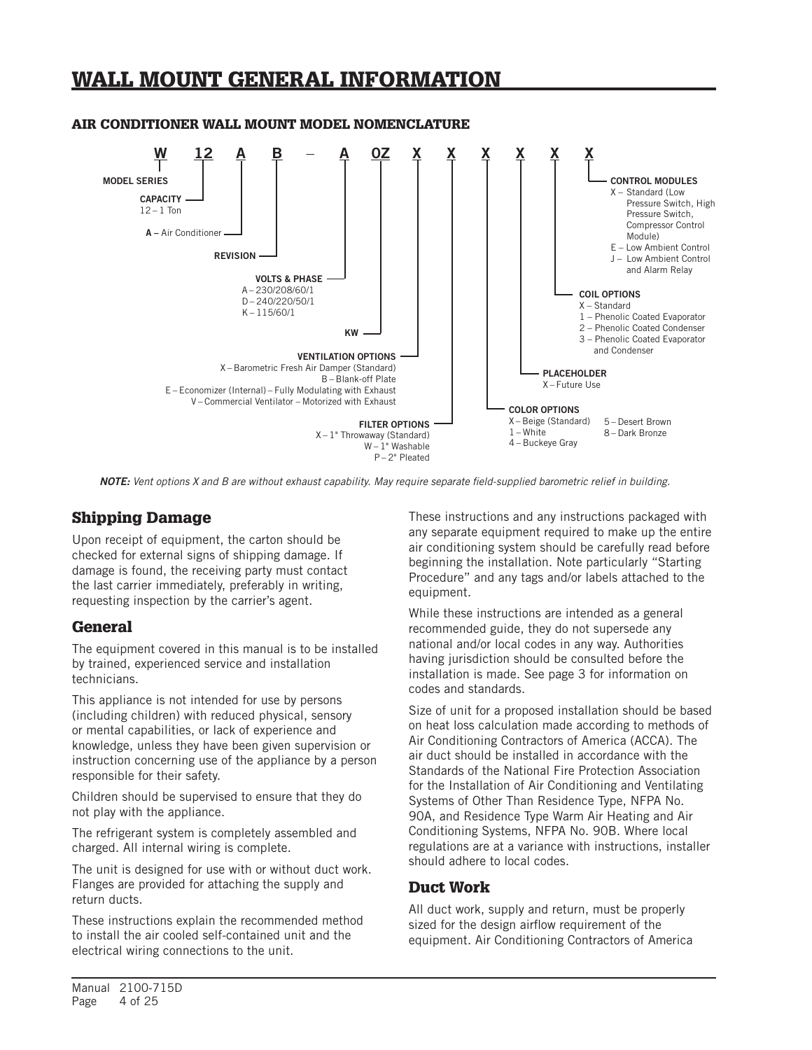# WALL MOUNT GENERAL INFORMATION

### AIR CONDITIONER WALL MOUNT MODEL NOMENCLATURE

**W 12 A B – A 0Z X X X X X X**

- **MODEL SERIES** – W
- **CAPACITY** – 12 – 1 Ton
- **A** – Air Conditioner
- **REVISION** – B
- **VOLTS & PHASE**
  - A – 230/208/60/1
  - D – 240/220/50/1
  - K – 115/60/1
- **KW** – 0Z
- **VENTILATION OPTIONS**
  - X – Barometric Fresh Air Damper (Standard)
  - B – Blank-off Plate
  - E – Economizer (Internal) – Fully Modulating with Exhaust
  - V – Commercial Ventilator – Motorized with Exhaust
- **FILTER OPTIONS**
  - X – 1" Throwaway (Standard)
  - W – 1" Washable
  - P – 2" Pleated
- **COLOR OPTIONS**
  - X – Beige (Standard)
  - 1 – White
  - 4 – Buckeye Gray
  - 5 – Desert Brown
  - 8 – Dark Bronze
- **PLACEHOLDER**
  - X – Future Use
- **COIL OPTIONS**
  - X – Standard
  - 1 – Phenolic Coated Evaporator
  - 2 – Phenolic Coated Condenser
  - 3 – Phenolic Coated Evaporator and Condenser
- **CONTROL MODULES**
  - X – Standard (Low Pressure Switch, High Pressure Switch, Compressor Control Module)
  - E – Low Ambient Control
  - J – Low Ambient Control and Alarm Relay

***NOTE:*** *Vent options X and B are without exhaust capability. May require separate field-supplied barometric relief in building.*

## Shipping Damage

Upon receipt of equipment, the carton should be checked for external signs of shipping damage. If damage is found, the receiving party must contact the last carrier immediately, preferably in writing, requesting inspection by the carrier's agent.

## General

The equipment covered in this manual is to be installed by trained, experienced service and installation technicians.

This appliance is not intended for use by persons (including children) with reduced physical, sensory or mental capabilities, or lack of experience and knowledge, unless they have been given supervision or instruction concerning use of the appliance by a person responsible for their safety.

Children should be supervised to ensure that they do not play with the appliance.

The refrigerant system is completely assembled and charged. All internal wiring is complete.

The unit is designed for use with or without duct work. Flanges are provided for attaching the supply and return ducts.

These instructions explain the recommended method to install the air cooled self-contained unit and the electrical wiring connections to the unit.

These instructions and any instructions packaged with any separate equipment required to make up the entire air conditioning system should be carefully read before beginning the installation. Note particularly "Starting Procedure" and any tags and/or labels attached to the equipment.

While these instructions are intended as a general recommended guide, they do not supersede any national and/or local codes in any way. Authorities having jurisdiction should be consulted before the installation is made. See page 3 for information on codes and standards.

Size of unit for a proposed installation should be based on heat loss calculation made according to methods of Air Conditioning Contractors of America (ACCA). The air duct should be installed in accordance with the Standards of the National Fire Protection Association for the Installation of Air Conditioning and Ventilating Systems of Other Than Residence Type, NFPA No. 90A, and Residence Type Warm Air Heating and Air Conditioning Systems, NFPA No. 90B. Where local regulations are at a variance with instructions, installer should adhere to local codes.

## Duct Work

All duct work, supply and return, must be properly sized for the design airflow requirement of the equipment. Air Conditioning Contractors of America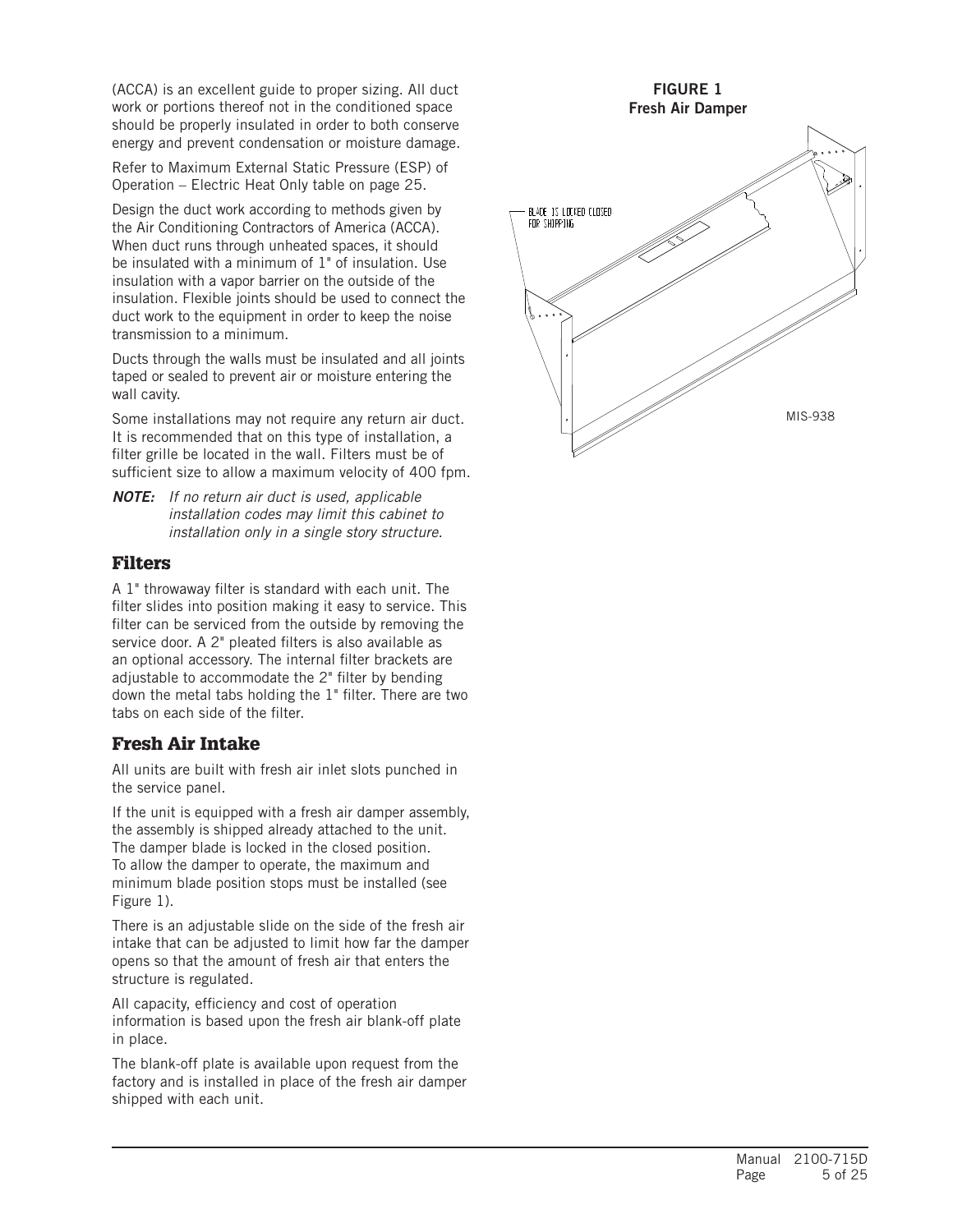(ACCA) is an excellent guide to proper sizing. All duct work or portions thereof not in the conditioned space should be properly insulated in order to both conserve energy and prevent condensation or moisture damage.

Refer to Maximum External Static Pressure (ESP) of Operation – Electric Heat Only table on page 25.

Design the duct work according to methods given by the Air Conditioning Contractors of America (ACCA). When duct runs through unheated spaces, it should be insulated with a minimum of 1" of insulation. Use insulation with a vapor barrier on the outside of the insulation. Flexible joints should be used to connect the duct work to the equipment in order to keep the noise transmission to a minimum.

Ducts through the walls must be insulated and all joints taped or sealed to prevent air or moisture entering the wall cavity.

Some installations may not require any return air duct. It is recommended that on this type of installation, a filter grille be located in the wall. Filters must be of sufficient size to allow a maximum velocity of 400 fpm.

***NOTE:*** *If no return air duct is used, applicable installation codes may limit this cabinet to installation only in a single story structure.*

## Filters

A 1" throwaway filter is standard with each unit. The filter slides into position making it easy to service. This filter can be serviced from the outside by removing the service door. A 2" pleated filters is also available as an optional accessory. The internal filter brackets are adjustable to accommodate the 2" filter by bending down the metal tabs holding the 1" filter. There are two tabs on each side of the filter.

## Fresh Air Intake

All units are built with fresh air inlet slots punched in the service panel.

If the unit is equipped with a fresh air damper assembly, the assembly is shipped already attached to the unit. The damper blade is locked in the closed position. To allow the damper to operate, the maximum and minimum blade position stops must be installed (see Figure 1).

There is an adjustable slide on the side of the fresh air intake that can be adjusted to limit how far the damper opens so that the amount of fresh air that enters the structure is regulated.

All capacity, efficiency and cost of operation information is based upon the fresh air blank-off plate in place.

The blank-off plate is available upon request from the factory and is installed in place of the fresh air damper shipped with each unit.

**FIGURE 1**
**Fresh Air Damper**

BLADE IS LOCKED CLOSED FOR SHIPPING

MIS-938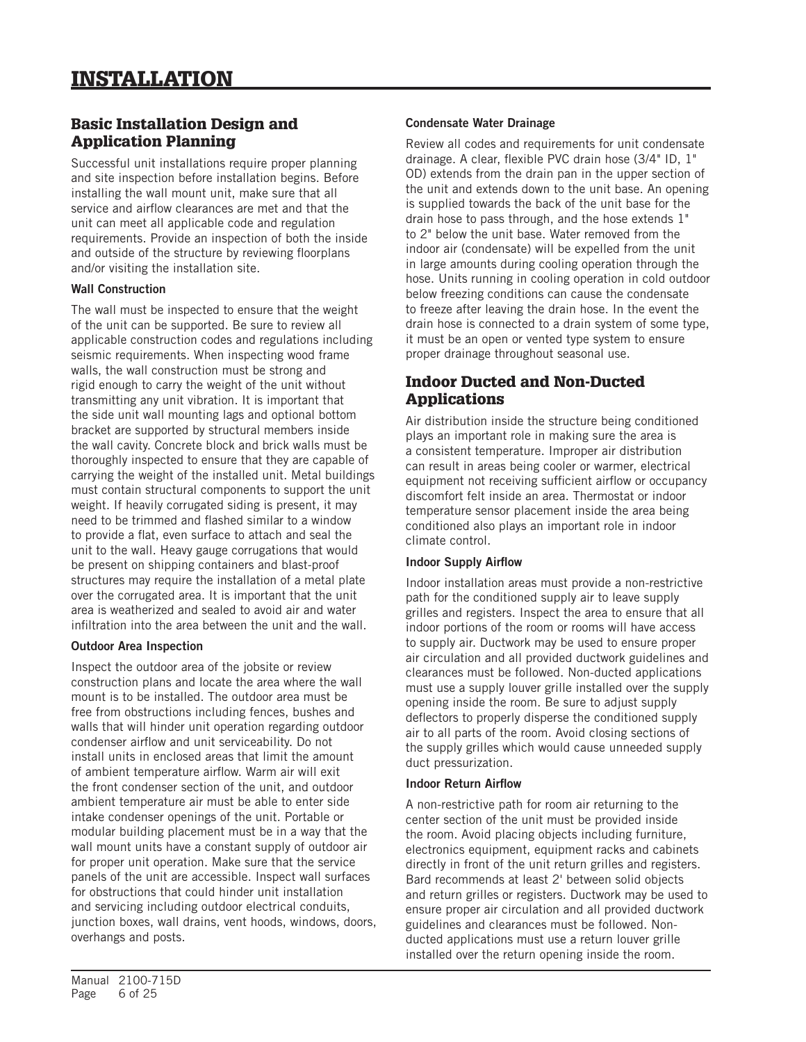# INSTALLATION

## Basic Installation Design and Application Planning

Successful unit installations require proper planning and site inspection before installation begins. Before installing the wall mount unit, make sure that all service and airflow clearances are met and that the unit can meet all applicable code and regulation requirements. Provide an inspection of both the inside and outside of the structure by reviewing floorplans and/or visiting the installation site.

### Wall Construction

The wall must be inspected to ensure that the weight of the unit can be supported. Be sure to review all applicable construction codes and regulations including seismic requirements. When inspecting wood frame walls, the wall construction must be strong and rigid enough to carry the weight of the unit without transmitting any unit vibration. It is important that the side unit wall mounting lags and optional bottom bracket are supported by structural members inside the wall cavity. Concrete block and brick walls must be thoroughly inspected to ensure that they are capable of carrying the weight of the installed unit. Metal buildings must contain structural components to support the unit weight. If heavily corrugated siding is present, it may need to be trimmed and flashed similar to a window to provide a flat, even surface to attach and seal the unit to the wall. Heavy gauge corrugations that would be present on shipping containers and blast-proof structures may require the installation of a metal plate over the corrugated area. It is important that the unit area is weatherized and sealed to avoid air and water infiltration into the area between the unit and the wall.

### Outdoor Area Inspection

Inspect the outdoor area of the jobsite or review construction plans and locate the area where the wall mount is to be installed. The outdoor area must be free from obstructions including fences, bushes and walls that will hinder unit operation regarding outdoor condenser airflow and unit serviceability. Do not install units in enclosed areas that limit the amount of ambient temperature airflow. Warm air will exit the front condenser section of the unit, and outdoor ambient temperature air must be able to enter side intake condenser openings of the unit. Portable or modular building placement must be in a way that the wall mount units have a constant supply of outdoor air for proper unit operation. Make sure that the service panels of the unit are accessible. Inspect wall surfaces for obstructions that could hinder unit installation and servicing including outdoor electrical conduits, junction boxes, wall drains, vent hoods, windows, doors, overhangs and posts.

### Condensate Water Drainage

Review all codes and requirements for unit condensate drainage. A clear, flexible PVC drain hose (3/4" ID, 1" OD) extends from the drain pan in the upper section of the unit and extends down to the unit base. An opening is supplied towards the back of the unit base for the drain hose to pass through, and the hose extends 1" to 2" below the unit base. Water removed from the indoor air (condensate) will be expelled from the unit in large amounts during cooling operation through the hose. Units running in cooling operation in cold outdoor below freezing conditions can cause the condensate to freeze after leaving the drain hose. In the event the drain hose is connected to a drain system of some type, it must be an open or vented type system to ensure proper drainage throughout seasonal use.

## Indoor Ducted and Non-Ducted Applications

Air distribution inside the structure being conditioned plays an important role in making sure the area is a consistent temperature. Improper air distribution can result in areas being cooler or warmer, electrical equipment not receiving sufficient airflow or occupancy discomfort felt inside an area. Thermostat or indoor temperature sensor placement inside the area being conditioned also plays an important role in indoor climate control.

### Indoor Supply Airflow

Indoor installation areas must provide a non-restrictive path for the conditioned supply air to leave supply grilles and registers. Inspect the area to ensure that all indoor portions of the room or rooms will have access to supply air. Ductwork may be used to ensure proper air circulation and all provided ductwork guidelines and clearances must be followed. Non-ducted applications must use a supply louver grille installed over the supply opening inside the room. Be sure to adjust supply deflectors to properly disperse the conditioned supply air to all parts of the room. Avoid closing sections of the supply grilles which would cause unneeded supply duct pressurization.

### Indoor Return Airflow

A non-restrictive path for room air returning to the center section of the unit must be provided inside the room. Avoid placing objects including furniture, electronics equipment, equipment racks and cabinets directly in front of the unit return grilles and registers. Bard recommends at least 2' between solid objects and return grilles or registers. Ductwork may be used to ensure proper air circulation and all provided ductwork guidelines and clearances must be followed. Non-ducted applications must use a return louver grille installed over the return opening inside the room.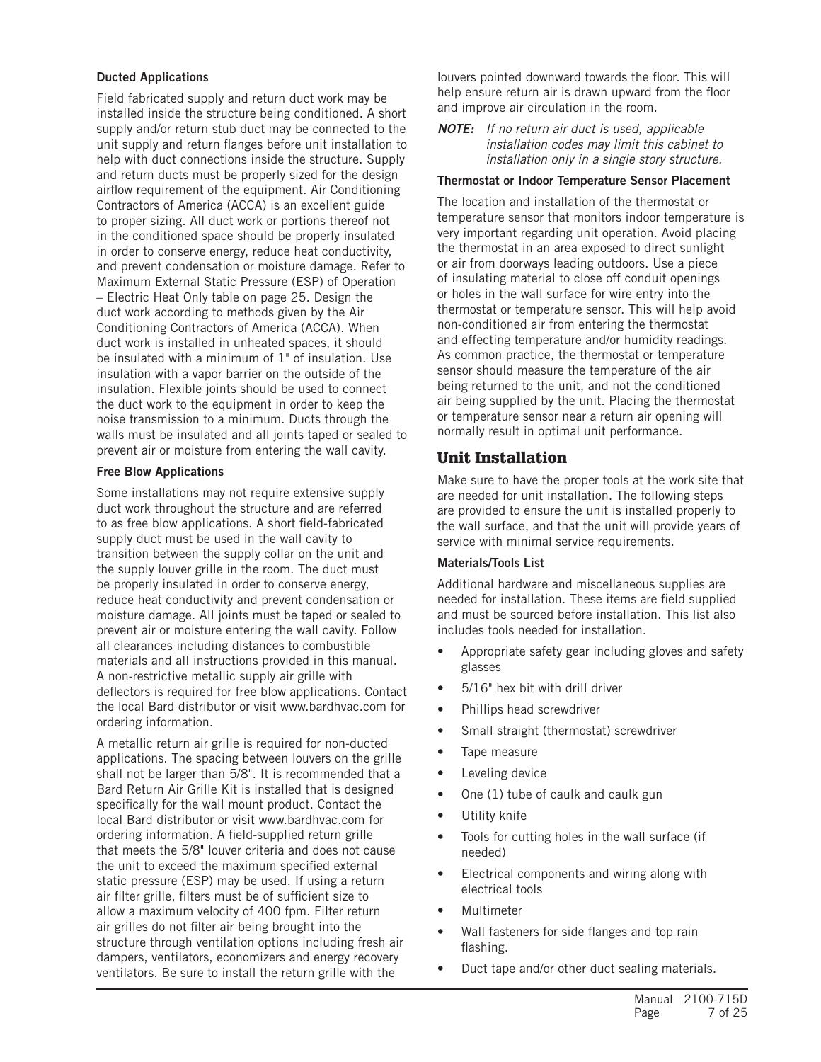### Ducted Applications

Field fabricated supply and return duct work may be installed inside the structure being conditioned. A short supply and/or return stub duct may be connected to the unit supply and return flanges before unit installation to help with duct connections inside the structure. Supply and return ducts must be properly sized for the design airflow requirement of the equipment. Air Conditioning Contractors of America (ACCA) is an excellent guide to proper sizing. All duct work or portions thereof not in the conditioned space should be properly insulated in order to conserve energy, reduce heat conductivity, and prevent condensation or moisture damage. Refer to Maximum External Static Pressure (ESP) of Operation – Electric Heat Only table on page 25. Design the duct work according to methods given by the Air Conditioning Contractors of America (ACCA). When duct work is installed in unheated spaces, it should be insulated with a minimum of 1" of insulation. Use insulation with a vapor barrier on the outside of the insulation. Flexible joints should be used to connect the duct work to the equipment in order to keep the noise transmission to a minimum. Ducts through the walls must be insulated and all joints taped or sealed to prevent air or moisture from entering the wall cavity.

### Free Blow Applications

Some installations may not require extensive supply duct work throughout the structure and are referred to as free blow applications. A short field-fabricated supply duct must be used in the wall cavity to transition between the supply collar on the unit and the supply louver grille in the room. The duct must be properly insulated in order to conserve energy, reduce heat conductivity and prevent condensation or moisture damage. All joints must be taped or sealed to prevent air or moisture entering the wall cavity. Follow all clearances including distances to combustible materials and all instructions provided in this manual. A non-restrictive metallic supply air grille with deflectors is required for free blow applications. Contact the local Bard distributor or visit www.bardhvac.com for ordering information.

A metallic return air grille is required for non-ducted applications. The spacing between louvers on the grille shall not be larger than 5/8". It is recommended that a Bard Return Air Grille Kit is installed that is designed specifically for the wall mount product. Contact the local Bard distributor or visit www.bardhvac.com for ordering information. A field-supplied return grille that meets the 5/8" louver criteria and does not cause the unit to exceed the maximum specified external static pressure (ESP) may be used. If using a return air filter grille, filters must be of sufficient size to allow a maximum velocity of 400 fpm. Filter return air grilles do not filter air being brought into the structure through ventilation options including fresh air dampers, ventilators, economizers and energy recovery ventilators. Be sure to install the return grille with the louvers pointed downward towards the floor. This will help ensure return air is drawn upward from the floor and improve air circulation in the room.

***NOTE:*** *If no return air duct is used, applicable installation codes may limit this cabinet to installation only in a single story structure.*

### Thermostat or Indoor Temperature Sensor Placement

The location and installation of the thermostat or temperature sensor that monitors indoor temperature is very important regarding unit operation. Avoid placing the thermostat in an area exposed to direct sunlight or air from doorways leading outdoors. Use a piece of insulating material to close off conduit openings or holes in the wall surface for wire entry into the thermostat or temperature sensor. This will help avoid non-conditioned air from entering the thermostat and effecting temperature and/or humidity readings. As common practice, the thermostat or temperature sensor should measure the temperature of the air being returned to the unit, and not the conditioned air being supplied by the unit. Placing the thermostat or temperature sensor near a return air opening will normally result in optimal unit performance.

## Unit Installation

Make sure to have the proper tools at the work site that are needed for unit installation. The following steps are provided to ensure the unit is installed properly to the wall surface, and that the unit will provide years of service with minimal service requirements.

### Materials/Tools List

Additional hardware and miscellaneous supplies are needed for installation. These items are field supplied and must be sourced before installation. This list also includes tools needed for installation.

- Appropriate safety gear including gloves and safety glasses
- 5/16" hex bit with drill driver
- Phillips head screwdriver
- Small straight (thermostat) screwdriver
- Tape measure
- Leveling device
- One (1) tube of caulk and caulk gun
- Utility knife
- Tools for cutting holes in the wall surface (if needed)
- Electrical components and wiring along with electrical tools
- Multimeter
- Wall fasteners for side flanges and top rain flashing.
- Duct tape and/or other duct sealing materials.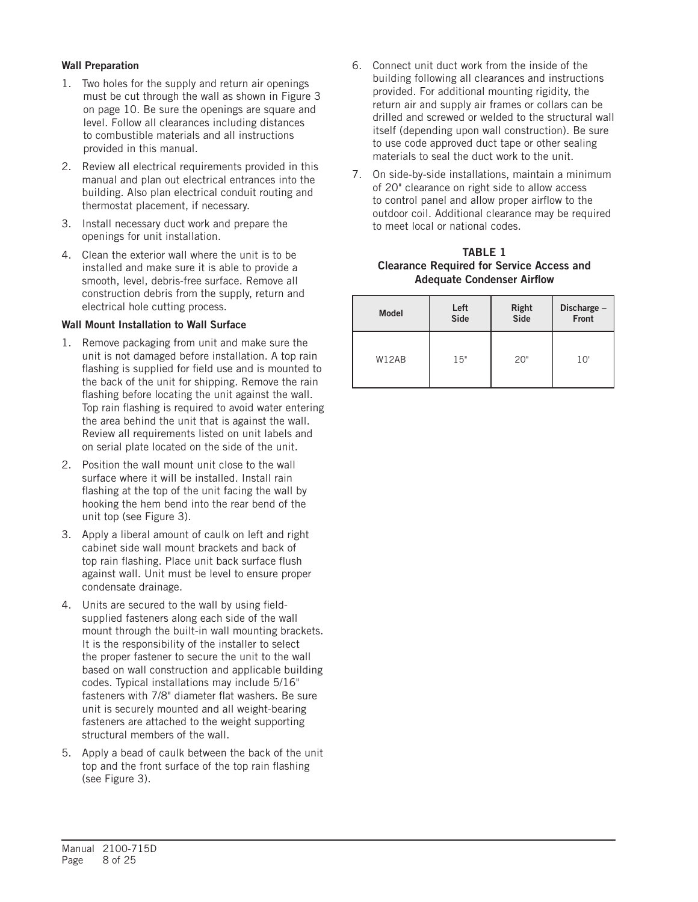### Wall Preparation

1. Two holes for the supply and return air openings must be cut through the wall as shown in Figure 3 on page 10. Be sure the openings are square and level. Follow all clearances including distances to combustible materials and all instructions provided in this manual.
2. Review all electrical requirements provided in this manual and plan out electrical entrances into the building. Also plan electrical conduit routing and thermostat placement, if necessary.
3. Install necessary duct work and prepare the openings for unit installation.
4. Clean the exterior wall where the unit is to be installed and make sure it is able to provide a smooth, level, debris-free surface. Remove all construction debris from the supply, return and electrical hole cutting process.

### Wall Mount Installation to Wall Surface

1. Remove packaging from unit and make sure the unit is not damaged before installation. A top rain flashing is supplied for field use and is mounted to the back of the unit for shipping. Remove the rain flashing before locating the unit against the wall. Top rain flashing is required to avoid water entering the area behind the unit that is against the wall. Review all requirements listed on unit labels and on serial plate located on the side of the unit.
2. Position the wall mount unit close to the wall surface where it will be installed. Install rain flashing at the top of the unit facing the wall by hooking the hem bend into the rear bend of the unit top (see Figure 3).
3. Apply a liberal amount of caulk on left and right cabinet side wall mount brackets and back of top rain flashing. Place unit back surface flush against wall. Unit must be level to ensure proper condensate drainage.
4. Units are secured to the wall by using field-supplied fasteners along each side of the wall mount through the built-in wall mounting brackets. It is the responsibility of the installer to select the proper fastener to secure the unit to the wall based on wall construction and applicable building codes. Typical installations may include 5/16" fasteners with 7/8" diameter flat washers. Be sure unit is securely mounted and all weight-bearing fasteners are attached to the weight supporting structural members of the wall.
5. Apply a bead of caulk between the back of the unit top and the front surface of the top rain flashing (see Figure 3).
6. Connect unit duct work from the inside of the building following all clearances and instructions provided. For additional mounting rigidity, the return air and supply air frames or collars can be drilled and screwed or welded to the structural wall itself (depending upon wall construction). Be sure to use code approved duct tape or other sealing materials to seal the duct work to the unit.
7. On side-by-side installations, maintain a minimum of 20" clearance on right side to allow access to control panel and allow proper airflow to the outdoor coil. Additional clearance may be required to meet local or national codes.

**TABLE 1**
**Clearance Required for Service Access and Adequate Condenser Airflow**

| Model | Left Side | Right Side | Discharge – Front |
|---|---|---|---|
| W12AB | 15" | 20" | 10' |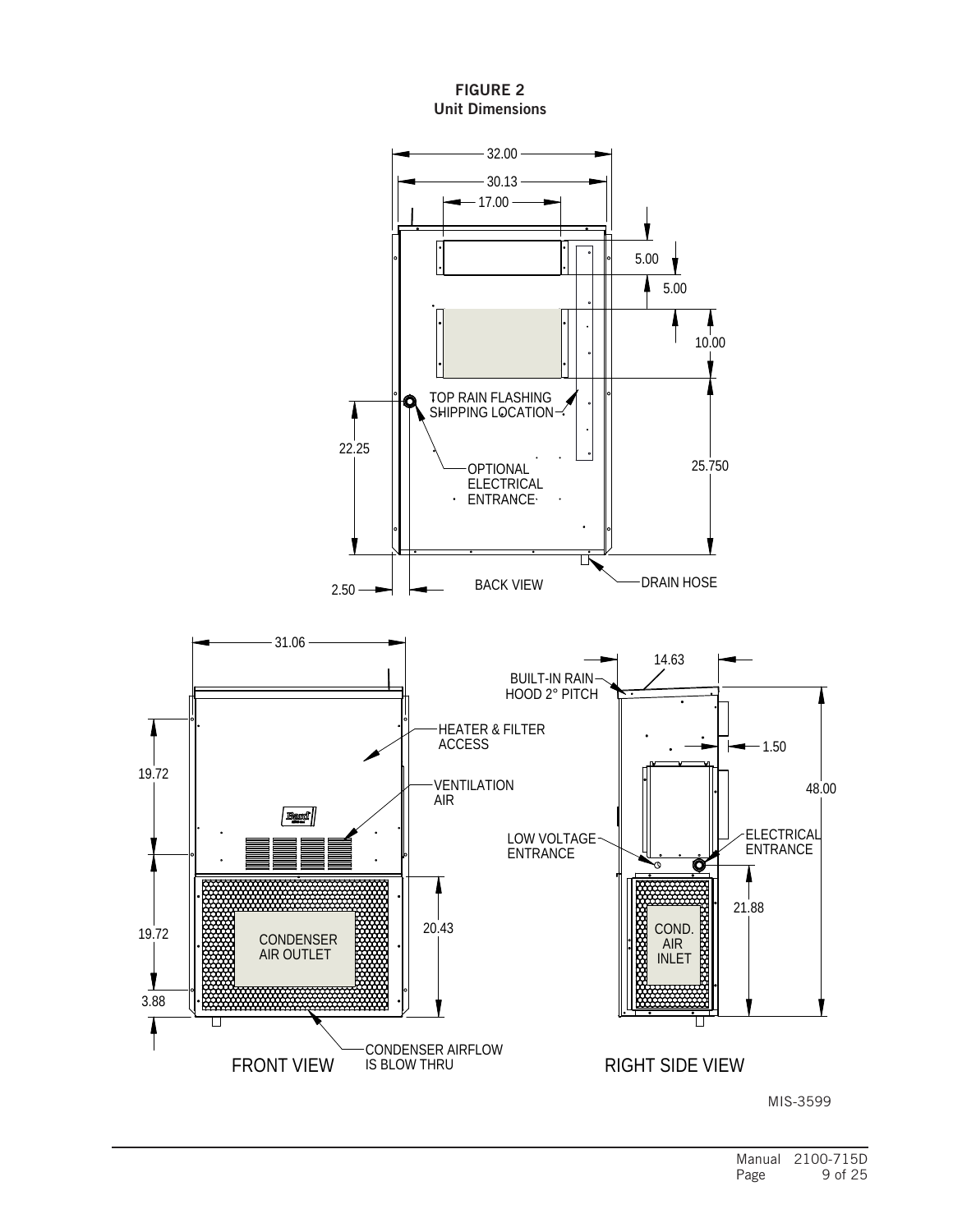**FIGURE 2**
**Unit Dimensions**

BACK VIEW

32.00

30.13

17.00

5.00

5.00

10.00

25.750

22.25

2.50

TOP RAIN FLASHING SHIPPING LOCATION

OPTIONAL ELECTRICAL ENTRANCE

DRAIN HOSE

FRONT VIEW

31.06

19.72

19.72

3.88

20.43

HEATER & FILTER ACCESS

VENTILATION AIR

CONDENSER AIR OUTLET

CONDENSER AIRFLOW IS BLOW THRU

RIGHT SIDE VIEW

14.63

BUILT-IN RAIN HOOD 2° PITCH

1.50

48.00

LOW VOLTAGE ENTRANCE

ELECTRICAL ENTRANCE

21.88

COND. AIR INLET

MIS-3599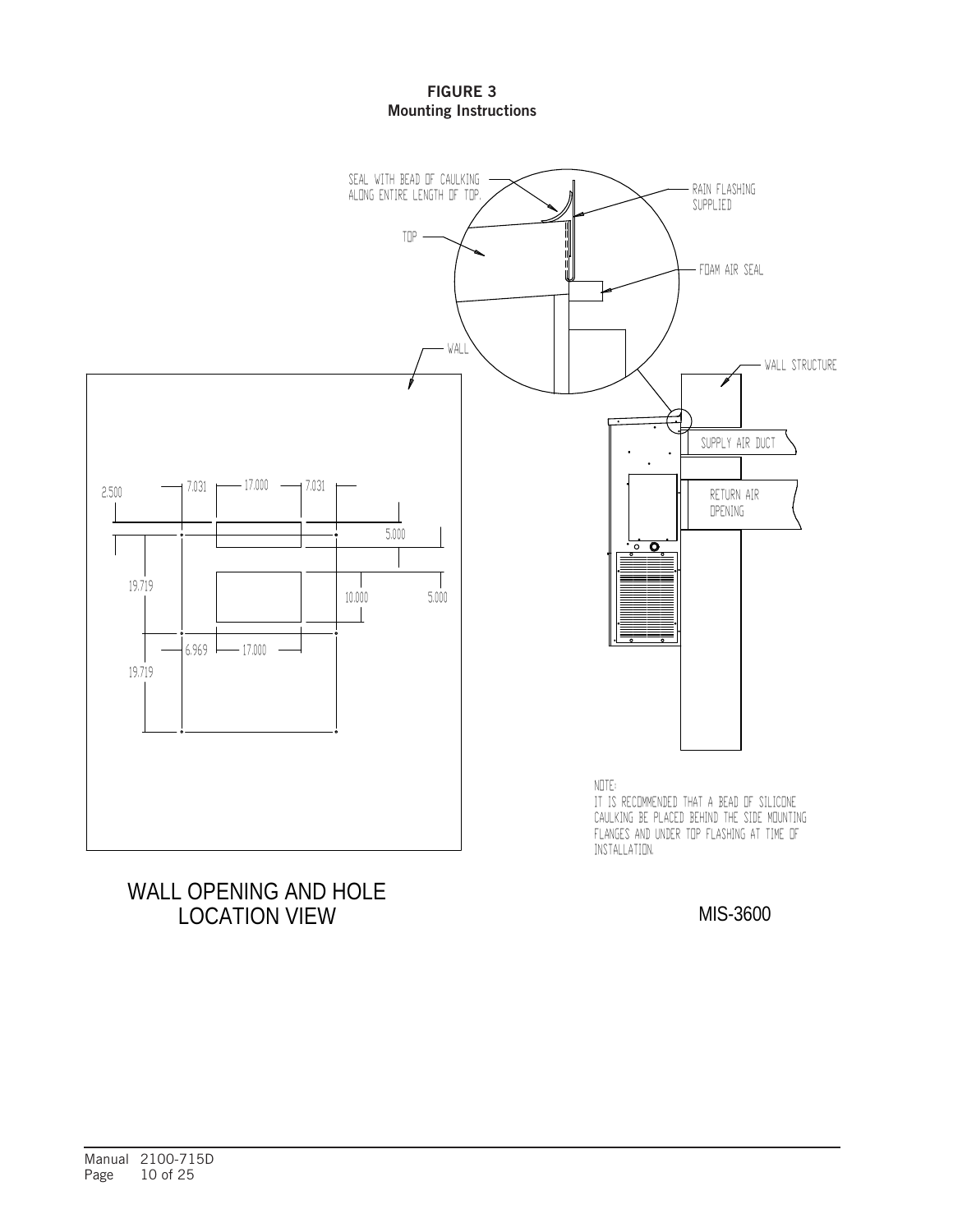**FIGURE 3**
**Mounting Instructions**

SEAL WITH BEAD OF CAULKING ALONG ENTIRE LENGTH OF TOP.

RAIN FLASHING SUPPLIED

TOP

FOAM AIR SEAL

WALL

WALL STRUCTURE

SUPPLY AIR DUCT

RETURN AIR OPENING

2.500 7.031 17.000 7.031

5.000

19.719

10.000 5.000

6.969 17.000

19.719

NOTE:
IT IS RECOMMENDED THAT A BEAD OF SILICONE CAULKING BE PLACED BEHIND THE SIDE MOUNTING FLANGES AND UNDER TOP FLASHING AT TIME OF INSTALLATION.

WALL OPENING AND HOLE LOCATION VIEW

MIS-3600

Manual 2100-715D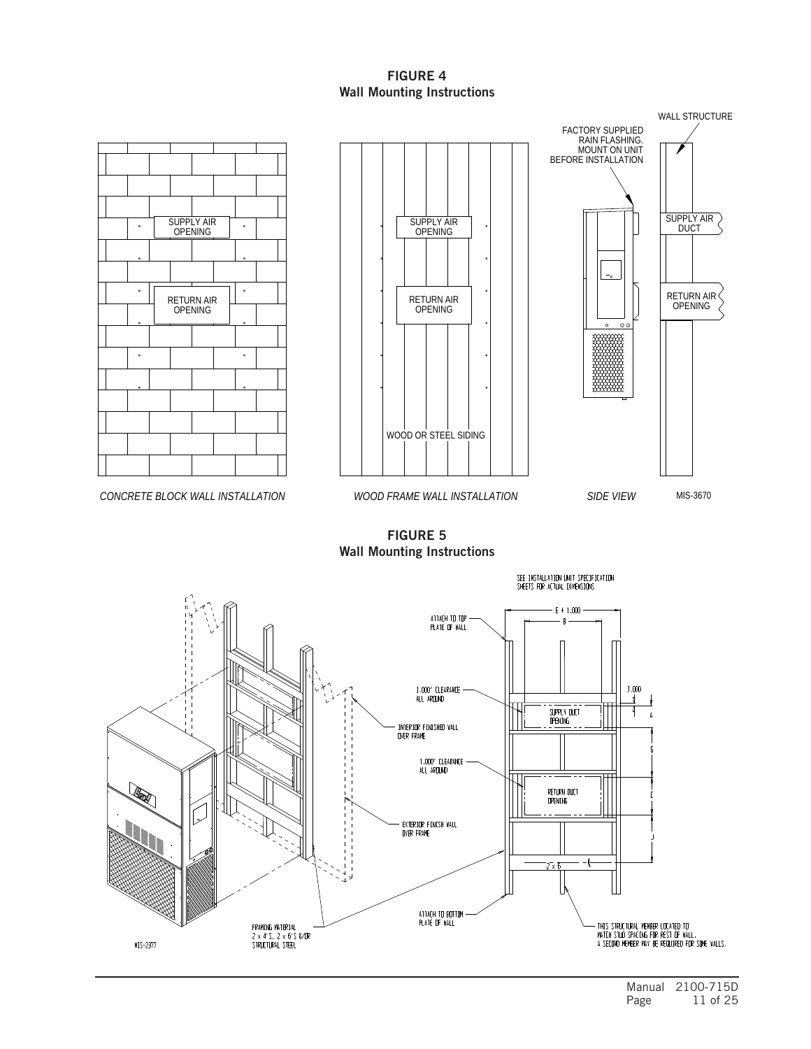**FIGURE 4**
**Wall Mounting Instructions**

SUPPLY AIR OPENING

RETURN AIR OPENING

*CONCRETE BLOCK WALL INSTALLATION*

SUPPLY AIR OPENING

RETURN AIR OPENING

WOOD OR STEEL SIDING

*WOOD FRAME WALL INSTALLATION*

FACTORY SUPPLIED RAIN FLASHING. MOUNT ON UNIT BEFORE INSTALLATION

WALL STRUCTURE

SUPPLY AIR DUCT

RETURN AIR OPENING

*SIDE VIEW*

MIS-3670

**FIGURE 5**
**Wall Mounting Instructions**

SEE INSTALLATION UNIT SPECIFICATION SHEETS FOR ACTUAL DIMENSIONS

ATTACH TO TOP PLATE OF WALL

E + 1.000

B

1.000" CLEARANCE ALL AROUND

SUPPLY DUCT OPENING

1.000

A

G

INTERIOR FINISHED WALL OVER FRAME

1.000" CLEARANCE ALL AROUND

RETURN DUCT OPENING

C

J

EXTERIOR FINISH WALL OVER FRAME

2" x 6"

ATTACH TO BOTTOM PLATE OF WALL

THIS STRUCTURAL MEMBER LOCATED TO MATCH STUD SPACING FOR REST OF WALL. A SECOND MEMBER MAY BE REQUIRED FOR SOME WALLS.

FRAMING MATERIAL 2 x 4'S, 2 x 6'S &/OR STRUCTURAL STEEL

MIS-2377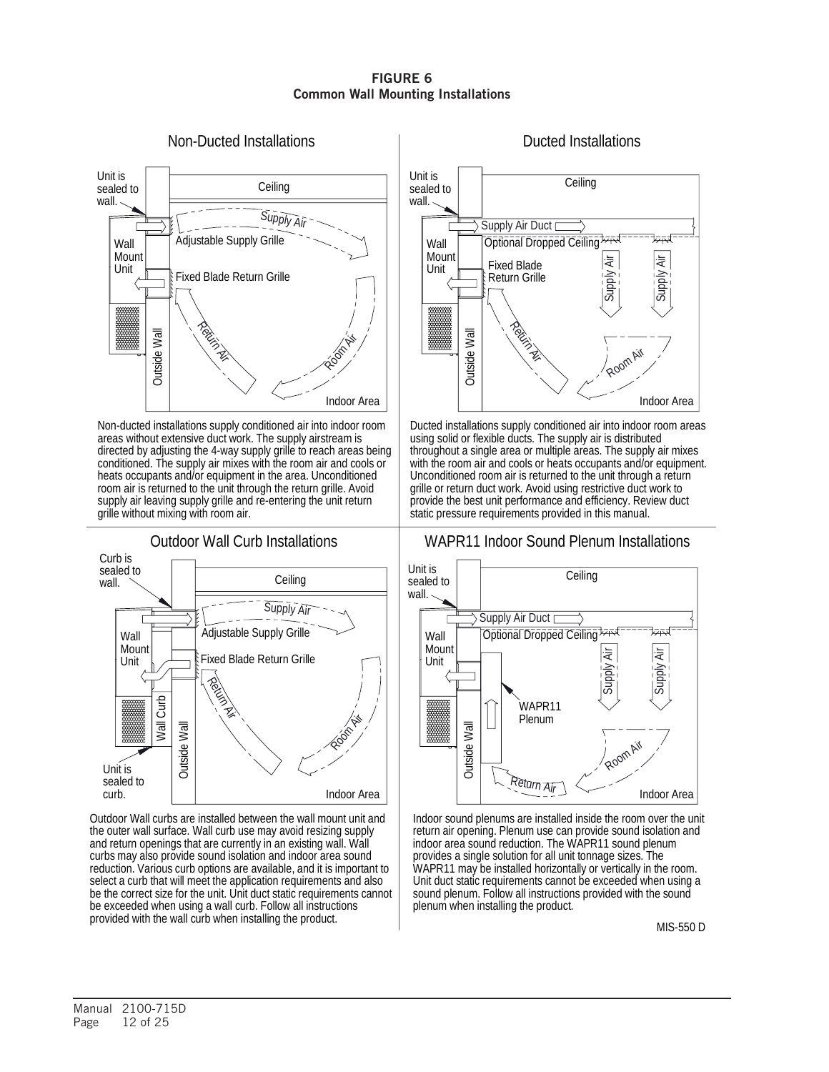**FIGURE 6**
**Common Wall Mounting Installations**

## Non-Ducted Installations

Non-ducted installations supply conditioned air into indoor room areas without extensive duct work. The supply airstream is directed by adjusting the 4-way supply grille to reach areas being conditioned. The supply air mixes with the room air and cools or heats occupants and/or equipment in the area. Unconditioned room air is returned to the unit through the return grille. Avoid supply air leaving supply grille and re-entering the unit return grille without mixing with room air.

## Ducted Installations

Ducted installations supply conditioned air into indoor room areas using solid or flexible ducts. The supply air is distributed throughout a single area or multiple areas. The supply air mixes with the room air and cools or heats occupants and/or equipment. Unconditioned room air is returned to the unit through a return grille or return duct work. Avoid using restrictive duct work to provide the best unit performance and efficiency. Review duct static pressure requirements provided in this manual.

## Outdoor Wall Curb Installations

Outdoor Wall curbs are installed between the wall mount unit and the outer wall surface. Wall curb use may avoid resizing supply and return openings that are currently in an existing wall. Wall curbs may also provide sound isolation and indoor area sound reduction. Various curb options are available, and it is important to select a curb that will meet the application requirements and also be the correct size for the unit. Unit duct static requirements cannot be exceeded when using a wall curb. Follow all instructions provided with the wall curb when installing the product.

## WAPR11 Indoor Sound Plenum Installations

Indoor sound plenums are installed inside the room over the unit return air opening. Plenum use can provide sound isolation and indoor area sound reduction. The WAPR11 sound plenum provides a single solution for all unit tonnage sizes. The WAPR11 may be installed horizontally or vertically in the room. Unit duct static requirements cannot be exceeded when using a sound plenum. Follow all instructions provided with the sound plenum when installing the product.

MIS-550 D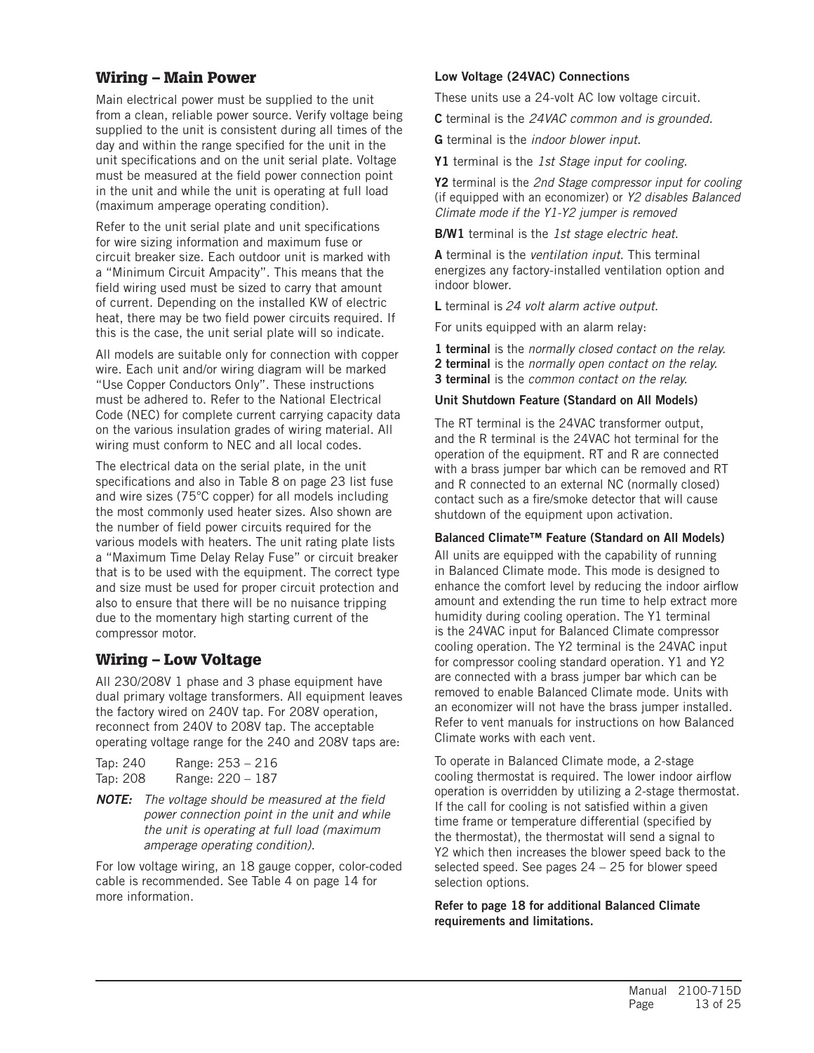## Wiring – Main Power

Main electrical power must be supplied to the unit from a clean, reliable power source. Verify voltage being supplied to the unit is consistent during all times of the day and within the range specified for the unit in the unit specifications and on the unit serial plate. Voltage must be measured at the field power connection point in the unit and while the unit is operating at full load (maximum amperage operating condition).

Refer to the unit serial plate and unit specifications for wire sizing information and maximum fuse or circuit breaker size. Each outdoor unit is marked with a "Minimum Circuit Ampacity". This means that the field wiring used must be sized to carry that amount of current. Depending on the installed KW of electric heat, there may be two field power circuits required. If this is the case, the unit serial plate will so indicate.

All models are suitable only for connection with copper wire. Each unit and/or wiring diagram will be marked "Use Copper Conductors Only". These instructions must be adhered to. Refer to the National Electrical Code (NEC) for complete current carrying capacity data on the various insulation grades of wiring material. All wiring must conform to NEC and all local codes.

The electrical data on the serial plate, in the unit specifications and also in Table 8 on page 23 list fuse and wire sizes (75°C copper) for all models including the most commonly used heater sizes. Also shown are the number of field power circuits required for the various models with heaters. The unit rating plate lists a "Maximum Time Delay Relay Fuse" or circuit breaker that is to be used with the equipment. The correct type and size must be used for proper circuit protection and also to ensure that there will be no nuisance tripping due to the momentary high starting current of the compressor motor.

## Wiring – Low Voltage

All 230/208V 1 phase and 3 phase equipment have dual primary voltage transformers. All equipment leaves the factory wired on 240V tap. For 208V operation, reconnect from 240V to 208V tap. The acceptable operating voltage range for the 240 and 208V taps are:

| Tap: 240 | Range: 253 – 216 |
|---|---|
| Tap: 208 | Range: 220 – 187 |

***NOTE:*** *The voltage should be measured at the field power connection point in the unit and while the unit is operating at full load (maximum amperage operating condition).*

For low voltage wiring, an 18 gauge copper, color-coded cable is recommended. See Table 4 on page 14 for more information.

### Low Voltage (24VAC) Connections

These units use a 24-volt AC low voltage circuit.

**C** terminal is the *24VAC common and is grounded.*

**G** terminal is the *indoor blower input*.

**Y1** terminal is the *1st Stage input for cooling.*

**Y2** terminal is the *2nd Stage compressor input for cooling* (if equipped with an economizer) or *Y2 disables Balanced Climate mode if the Y1-Y2 jumper is removed*

**B/W1** terminal is the *1st stage electric heat*.

**A** terminal is the *ventilation input*. This terminal energizes any factory-installed ventilation option and indoor blower.

**L** terminal is *24 volt alarm active output*.

For units equipped with an alarm relay:

**1 terminal** is the *normally closed contact on the relay.*
**2 terminal** is the *normally open contact on the relay.*
**3 terminal** is the *common contact on the relay.*

### Unit Shutdown Feature (Standard on All Models)

The RT terminal is the 24VAC transformer output, and the R terminal is the 24VAC hot terminal for the operation of the equipment. RT and R are connected with a brass jumper bar which can be removed and RT and R connected to an external NC (normally closed) contact such as a fire/smoke detector that will cause shutdown of the equipment upon activation.

### Balanced Climate™ Feature (Standard on All Models)

All units are equipped with the capability of running in Balanced Climate mode. This mode is designed to enhance the comfort level by reducing the indoor airflow amount and extending the run time to help extract more humidity during cooling operation. The Y1 terminal is the 24VAC input for Balanced Climate compressor cooling operation. The Y2 terminal is the 24VAC input for compressor cooling standard operation. Y1 and Y2 are connected with a brass jumper bar which can be removed to enable Balanced Climate mode. Units with an economizer will not have the brass jumper installed. Refer to vent manuals for instructions on how Balanced Climate works with each vent.

To operate in Balanced Climate mode, a 2-stage cooling thermostat is required. The lower indoor airflow operation is overridden by utilizing a 2-stage thermostat. If the call for cooling is not satisfied within a given time frame or temperature differential (specified by the thermostat), the thermostat will send a signal to Y2 which then increases the blower speed back to the selected speed. See pages 24 – 25 for blower speed selection options.

**Refer to page 18 for additional Balanced Climate requirements and limitations.**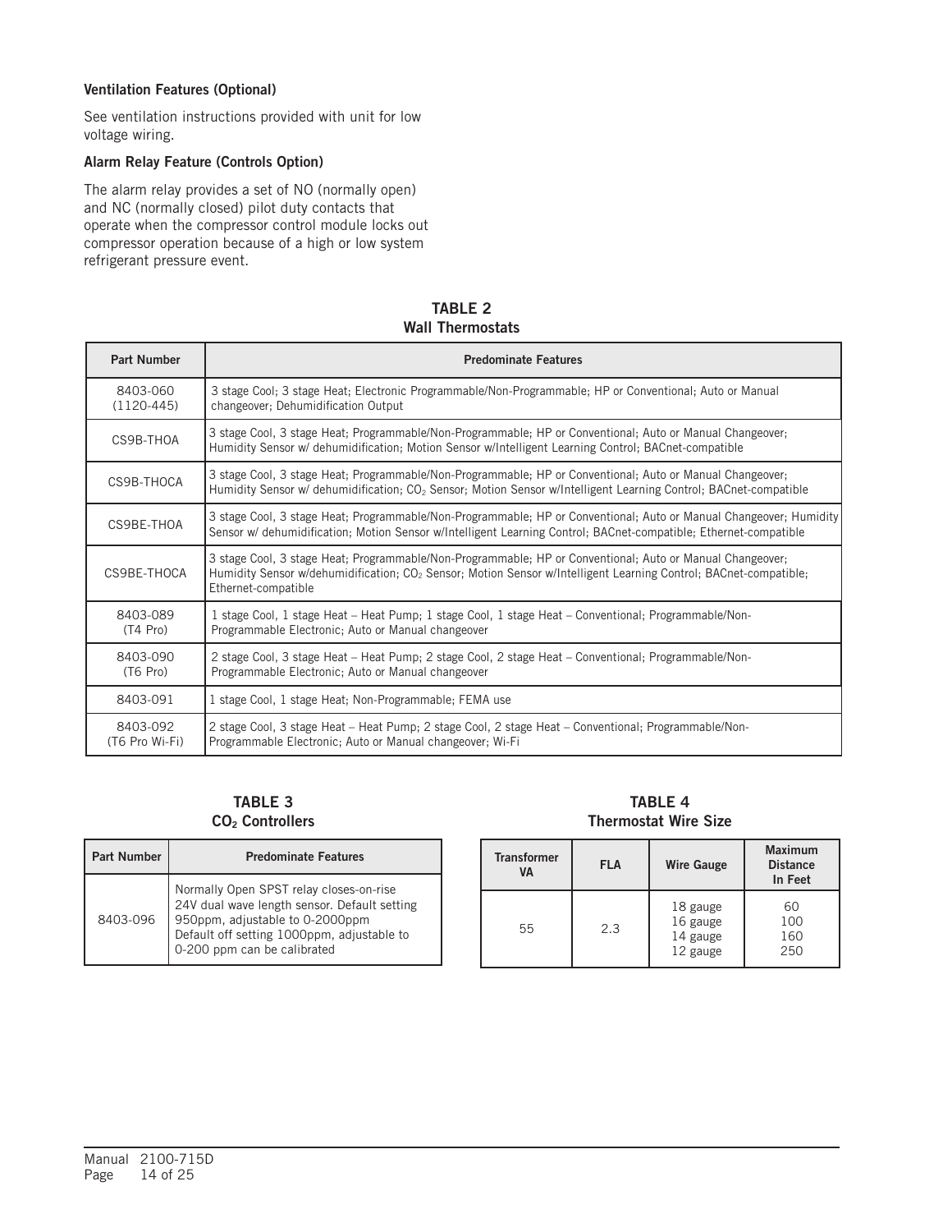### Ventilation Features (Optional)

See ventilation instructions provided with unit for low voltage wiring.

### Alarm Relay Feature (Controls Option)

The alarm relay provides a set of NO (normally open) and NC (normally closed) pilot duty contacts that operate when the compressor control module locks out compressor operation because of a high or low system refrigerant pressure event.

**TABLE 2**
**Wall Thermostats**

| Part Number | Predominate Features |
|---|---|
| 8403-060 (1120-445) | 3 stage Cool; 3 stage Heat; Electronic Programmable/Non-Programmable; HP or Conventional; Auto or Manual changeover; Dehumidification Output |
| CS9B-THOA | 3 stage Cool, 3 stage Heat; Programmable/Non-Programmable; HP or Conventional; Auto or Manual Changeover; Humidity Sensor w/ dehumidification; Motion Sensor w/Intelligent Learning Control; BACnet-compatible |
| CS9B-THOCA | 3 stage Cool, 3 stage Heat; Programmable/Non-Programmable; HP or Conventional; Auto or Manual Changeover; Humidity Sensor w/ dehumidification; $CO_2$ Sensor; Motion Sensor w/Intelligent Learning Control; BACnet-compatible |
| CS9BE-THOA | 3 stage Cool, 3 stage Heat; Programmable/Non-Programmable; HP or Conventional; Auto or Manual Changeover; Humidity Sensor w/ dehumidification; Motion Sensor w/Intelligent Learning Control; BACnet-compatible; Ethernet-compatible |
| CS9BE-THOCA | 3 stage Cool, 3 stage Heat; Programmable/Non-Programmable; HP or Conventional; Auto or Manual Changeover; Humidity Sensor w/dehumidification; $CO_2$ Sensor; Motion Sensor w/Intelligent Learning Control; BACnet-compatible; Ethernet-compatible |
| 8403-089 (T4 Pro) | 1 stage Cool, 1 stage Heat – Heat Pump; 1 stage Cool, 1 stage Heat – Conventional; Programmable/Non-Programmable Electronic; Auto or Manual changeover |
| 8403-090 (T6 Pro) | 2 stage Cool, 3 stage Heat – Heat Pump; 2 stage Cool, 2 stage Heat – Conventional; Programmable/Non-Programmable Electronic; Auto or Manual changeover |
| 8403-091 | 1 stage Cool, 1 stage Heat; Non-Programmable; FEMA use |
| 8403-092 (T6 Pro Wi-Fi) | 2 stage Cool, 3 stage Heat – Heat Pump; 2 stage Cool, 2 stage Heat – Conventional; Programmable/Non-Programmable Electronic; Auto or Manual changeover; Wi-Fi |

**TABLE 3**
**$CO_2$ Controllers**

| Part Number | Predominate Features |
|---|---|
| 8403-096 | Normally Open SPST relay closes-on-rise 24V dual wave length sensor. Default setting 950ppm, adjustable to 0-2000ppm Default off setting 1000ppm, adjustable to 0-200 ppm can be calibrated |

**TABLE 4**
**Thermostat Wire Size**

| Transformer VA | FLA | Wire Gauge | Maximum Distance In Feet |
|---|---|---|---|
| 55 | 2.3 | 18 gauge<br>16 gauge<br>14 gauge<br>12 gauge | 60<br>100<br>160<br>250 |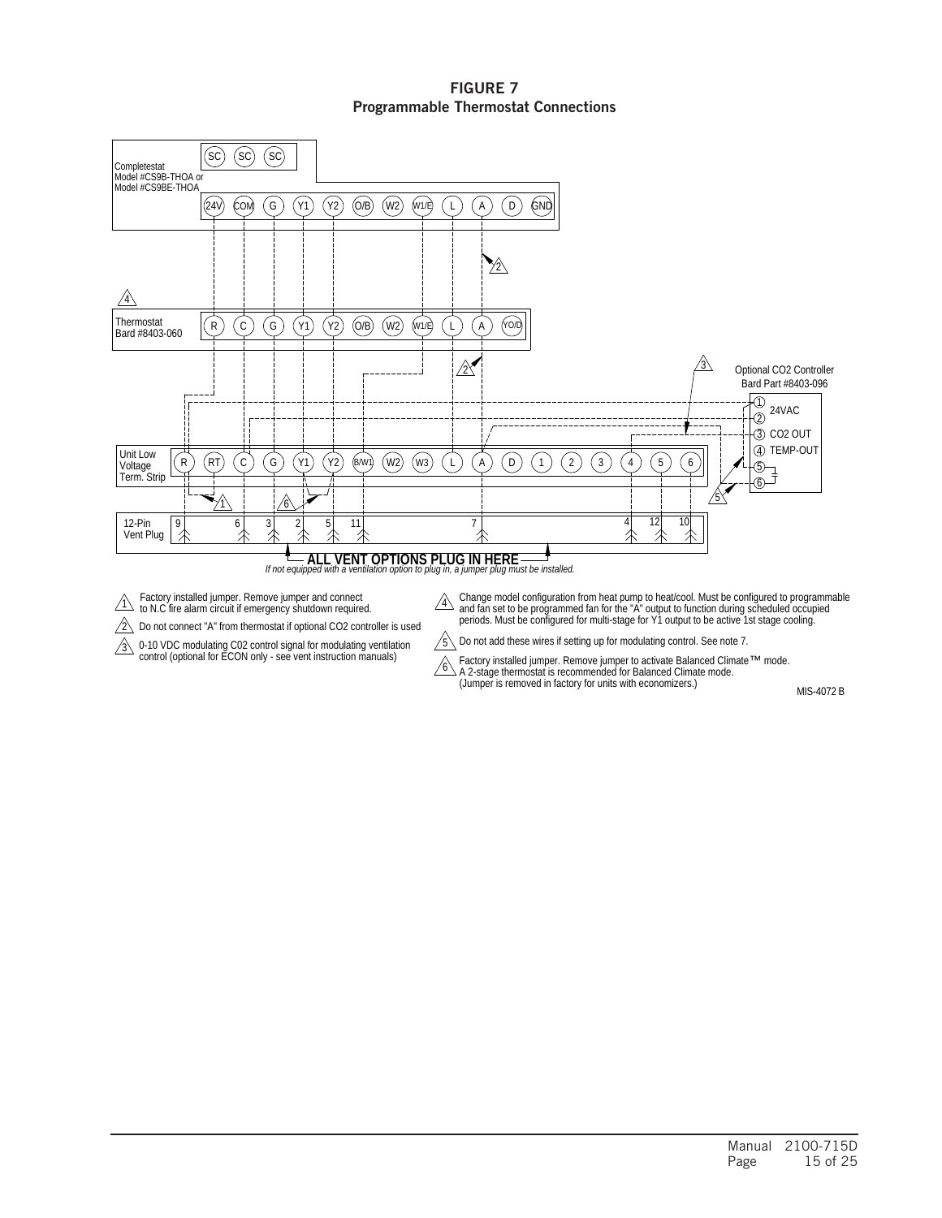**FIGURE 7**
**Programmable Thermostat Connections**

Completestat Model #CS9B-THOA or Model #CS9BE-THOA

SC SC SC

24V COM G Y1 Y2 O/B W2 W1/E L A D GND

Thermostat Bard #8403-060

R C G Y1 Y2 O/B W2 W1/E L A YO/D

Optional CO2 Controller Bard Part #8403-096

1 24VAC
2
3 CO2 OUT
4 TEMP-OUT
5
6

Unit Low Voltage Term. Strip

R RT C G Y1 Y2 B/W1 W2 W3 L A D 1 2 3 4 5 6

12-Pin Vent Plug

9 6 3 2 5 11 7 4 12 10

**ALL VENT OPTIONS PLUG IN HERE**

*If not equipped with a ventilation option to plug in, a jumper plug must be installed.*

1. Factory installed jumper. Remove jumper and connect to N.C fire alarm circuit if emergency shutdown required.
2. Do not connect "A" from thermostat if optional CO2 controller is used
3. 0-10 VDC modulating C02 control signal for modulating ventilation control (optional for ECON only - see vent instruction manuals)
4. Change model configuration from heat pump to heat/cool. Must be configured to programmable and fan set to be programmed fan for the "A" output to function during scheduled occupied periods. Must be configured for multi-stage for Y1 output to be active 1st stage cooling.
5. Do not add these wires if setting up for modulating control. See note 7.
6. Factory installed jumper. Remove jumper to activate Balanced Climate™ mode. A 2-stage thermostat is recommended for Balanced Climate mode. (Jumper is removed in factory for units with economizers.)

MIS-4072 B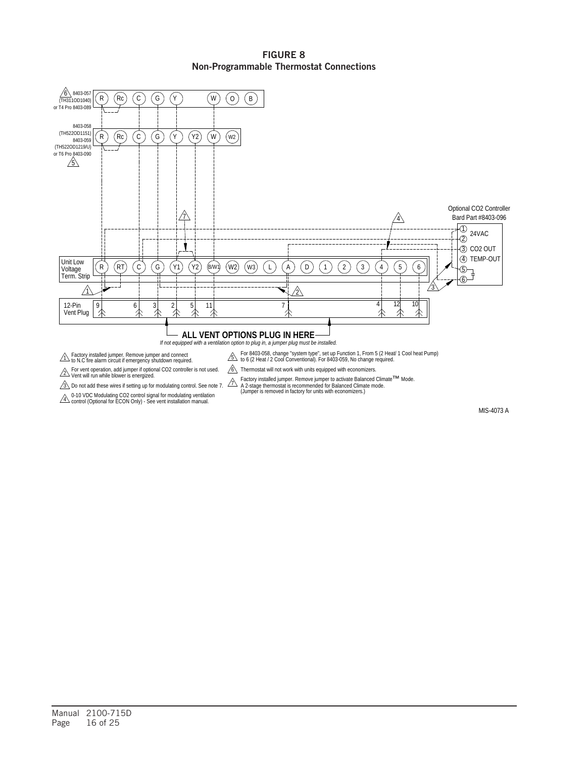**FIGURE 8**
**Non-Programmable Thermostat Connections**

6 8403-057 (TH311OD1040) or T4 Pro 8403-089

R Rc C G Y W O B

8403-058 (TH522OD1151) 8403-059 (TH522OD1219/U) or T6 Pro 8403-090 5

R Rc C G Y Y2 W W2

Optional CO2 Controller Bard Part #8403-096

① 24VAC
②
③ CO2 OUT
④ TEMP-OUT
⑤
⑥

Unit Low Voltage Term. Strip

R RT C G Y1 Y2 B/W1 W2 W3 L A D 1 2 3 4 5 6

12-Pin Vent Plug

9 6 3 2 5 11 7 4 12 10

**ALL VENT OPTIONS PLUG IN HERE**

*If not equipped with a ventilation option to plug in, a jumper plug must be installed.*

1. Factory installed jumper. Remove jumper and connect to N.C fire alarm circuit if emergency shutdown required.
2. For vent operation, add jumper if optional CO2 controller is not used. Vent will run while blower is energized.
3. Do not add these wires if setting up for modulating control. See note 7.
4. 0-10 VDC Modulating CO2 control signal for modulating ventilation control (Optional for ECON Only) - See vent installation manual.
5. For 8403-058, change "system type", set up Function 1, From 5 (2 Heat/ 1 Cool heat Pump) to 6 (2 Heat / 2 Cool Conventional). For 8403-059, No change required.
6. Thermostat will not work with units equipped with economizers.
7. Factory installed jumper. Remove jumper to activate Balanced Climate™ Mode. A 2-stage thermostat is recommended for Balanced Climate mode. (Jumper is removed in factory for units with economizers.)

MIS-4073 A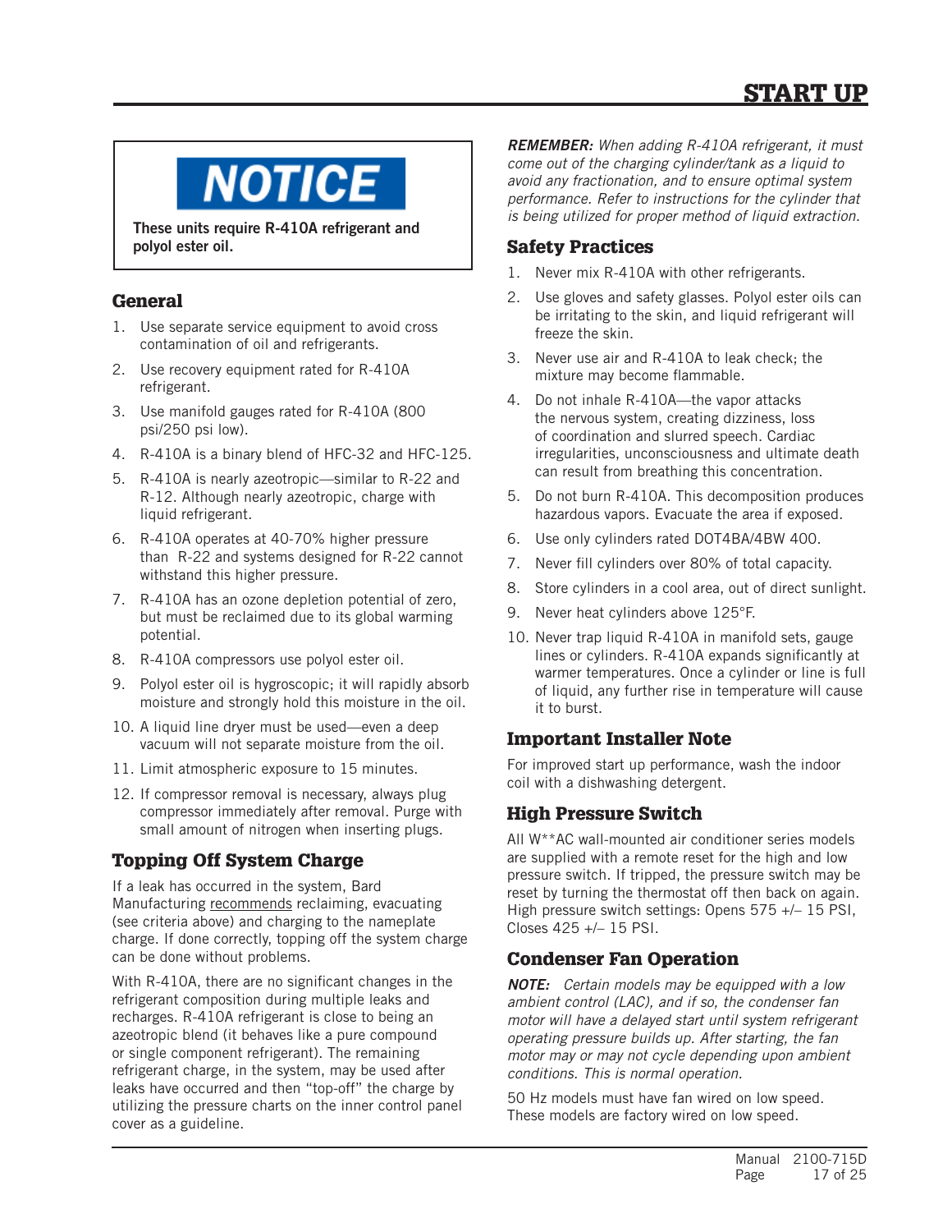# START UP

**NOTICE**

**These units require R-410A refrigerant and polyol ester oil.**

## General

1. Use separate service equipment to avoid cross contamination of oil and refrigerants.
2. Use recovery equipment rated for R-410A refrigerant.
3. Use manifold gauges rated for R-410A (800 psi/250 psi low).
4. R-410A is a binary blend of HFC-32 and HFC-125.
5. R-410A is nearly azeotropic—similar to R-22 and R-12. Although nearly azeotropic, charge with liquid refrigerant.
6. R-410A operates at 40-70% higher pressure than R-22 and systems designed for R-22 cannot withstand this higher pressure.
7. R-410A has an ozone depletion potential of zero, but must be reclaimed due to its global warming potential.
8. R-410A compressors use polyol ester oil.
9. Polyol ester oil is hygroscopic; it will rapidly absorb moisture and strongly hold this moisture in the oil.
10. A liquid line dryer must be used—even a deep vacuum will not separate moisture from the oil.
11. Limit atmospheric exposure to 15 minutes.
12. If compressor removal is necessary, always plug compressor immediately after removal. Purge with small amount of nitrogen when inserting plugs.

## Topping Off System Charge

If a leak has occurred in the system, Bard Manufacturing recommends reclaiming, evacuating (see criteria above) and charging to the nameplate charge. If done correctly, topping off the system charge can be done without problems.

With R-410A, there are no significant changes in the refrigerant composition during multiple leaks and recharges. R-410A refrigerant is close to being an azeotropic blend (it behaves like a pure compound or single component refrigerant). The remaining refrigerant charge, in the system, may be used after leaks have occurred and then "top-off" the charge by utilizing the pressure charts on the inner control panel cover as a guideline.

***REMEMBER:*** *When adding R-410A refrigerant, it must come out of the charging cylinder/tank as a liquid to avoid any fractionation, and to ensure optimal system performance. Refer to instructions for the cylinder that is being utilized for proper method of liquid extraction.*

## Safety Practices

1. Never mix R-410A with other refrigerants.
2. Use gloves and safety glasses. Polyol ester oils can be irritating to the skin, and liquid refrigerant will freeze the skin.
3. Never use air and R-410A to leak check; the mixture may become flammable.
4. Do not inhale R-410A—the vapor attacks the nervous system, creating dizziness, loss of coordination and slurred speech. Cardiac irregularities, unconsciousness and ultimate death can result from breathing this concentration.
5. Do not burn R-410A. This decomposition produces hazardous vapors. Evacuate the area if exposed.
6. Use only cylinders rated DOT4BA/4BW 400.
7. Never fill cylinders over 80% of total capacity.
8. Store cylinders in a cool area, out of direct sunlight.
9. Never heat cylinders above 125°F.
10. Never trap liquid R-410A in manifold sets, gauge lines or cylinders. R-410A expands significantly at warmer temperatures. Once a cylinder or line is full of liquid, any further rise in temperature will cause it to burst.

## Important Installer Note

For improved start up performance, wash the indoor coil with a dishwashing detergent.

## High Pressure Switch

All W**AC wall-mounted air conditioner series models are supplied with a remote reset for the high and low pressure switch. If tripped, the pressure switch may be reset by turning the thermostat off then back on again. High pressure switch settings: Opens 575 +/– 15 PSI, Closes 425 +/– 15 PSI.

## Condenser Fan Operation

***NOTE:*** *Certain models may be equipped with a low ambient control (LAC), and if so, the condenser fan motor will have a delayed start until system refrigerant operating pressure builds up. After starting, the fan motor may or may not cycle depending upon ambient conditions. This is normal operation.*

50 Hz models must have fan wired on low speed. These models are factory wired on low speed.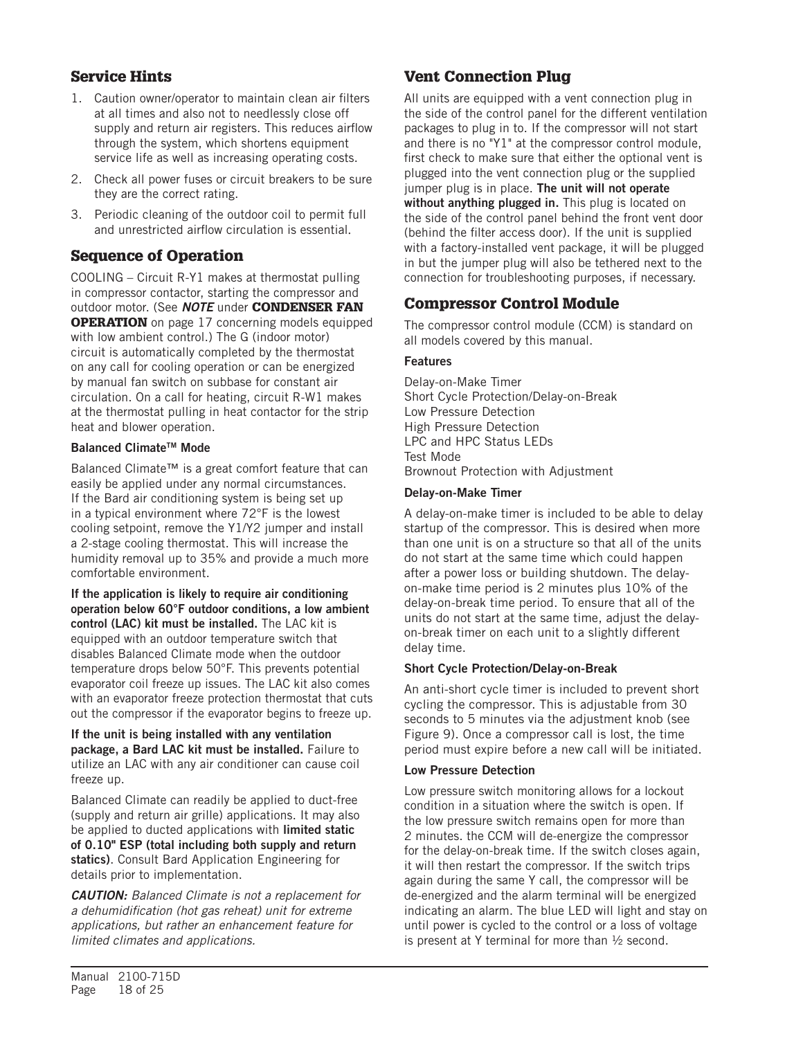## Service Hints

1. Caution owner/operator to maintain clean air filters at all times and also not to needlessly close off supply and return air registers. This reduces airflow through the system, which shortens equipment service life as well as increasing operating costs.
2. Check all power fuses or circuit breakers to be sure they are the correct rating.
3. Periodic cleaning of the outdoor coil to permit full and unrestricted airflow circulation is essential.

## Sequence of Operation

COOLING – Circuit R-Y1 makes at thermostat pulling in compressor contactor, starting the compressor and outdoor motor. (See ***NOTE*** under **CONDENSER FAN OPERATION** on page 17 concerning models equipped with low ambient control.) The G (indoor motor) circuit is automatically completed by the thermostat on any call for cooling operation or can be energized by manual fan switch on subbase for constant air circulation. On a call for heating, circuit R-W1 makes at the thermostat pulling in heat contactor for the strip heat and blower operation.

**Balanced Climate™ Mode**

Balanced Climate™ is a great comfort feature that can easily be applied under any normal circumstances. If the Bard air conditioning system is being set up in a typical environment where 72°F is the lowest cooling setpoint, remove the Y1/Y2 jumper and install a 2-stage cooling thermostat. This will increase the humidity removal up to 35% and provide a much more comfortable environment.

**If the application is likely to require air conditioning operation below 60°F outdoor conditions, a low ambient control (LAC) kit must be installed.** The LAC kit is equipped with an outdoor temperature switch that disables Balanced Climate mode when the outdoor temperature drops below 50°F. This prevents potential evaporator coil freeze up issues. The LAC kit also comes with an evaporator freeze protection thermostat that cuts out the compressor if the evaporator begins to freeze up.

**If the unit is being installed with any ventilation package, a Bard LAC kit must be installed.** Failure to utilize an LAC with any air conditioner can cause coil freeze up.

Balanced Climate can readily be applied to duct-free (supply and return air grille) applications. It may also be applied to ducted applications with **limited static of 0.10" ESP (total including both supply and return statics)**. Consult Bard Application Engineering for details prior to implementation.

***CAUTION:*** *Balanced Climate is not a replacement for a dehumidification (hot gas reheat) unit for extreme applications, but rather an enhancement feature for limited climates and applications.*

## Vent Connection Plug

All units are equipped with a vent connection plug in the side of the control panel for the different ventilation packages to plug in to. If the compressor will not start and there is no "Y1" at the compressor control module, first check to make sure that either the optional vent is plugged into the vent connection plug or the supplied jumper plug is in place. **The unit will not operate without anything plugged in.** This plug is located on the side of the control panel behind the front vent door (behind the filter access door). If the unit is supplied with a factory-installed vent package, it will be plugged in but the jumper plug will also be tethered next to the connection for troubleshooting purposes, if necessary.

## Compressor Control Module

The compressor control module (CCM) is standard on all models covered by this manual.

**Features**

Delay-on-Make Timer
Short Cycle Protection/Delay-on-Break
Low Pressure Detection
High Pressure Detection
LPC and HPC Status LEDs
Test Mode
Brownout Protection with Adjustment

**Delay-on-Make Timer**

A delay-on-make timer is included to be able to delay startup of the compressor. This is desired when more than one unit is on a structure so that all of the units do not start at the same time which could happen after a power loss or building shutdown. The delay-on-make time period is 2 minutes plus 10% of the delay-on-break time period. To ensure that all of the units do not start at the same time, adjust the delay-on-break timer on each unit to a slightly different delay time.

**Short Cycle Protection/Delay-on-Break**

An anti-short cycle timer is included to prevent short cycling the compressor. This is adjustable from 30 seconds to 5 minutes via the adjustment knob (see Figure 9). Once a compressor call is lost, the time period must expire before a new call will be initiated.

**Low Pressure Detection**

Low pressure switch monitoring allows for a lockout condition in a situation where the switch is open. If the low pressure switch remains open for more than 2 minutes. the CCM will de-energize the compressor for the delay-on-break time. If the switch closes again, it will then restart the compressor. If the switch trips again during the same Y call, the compressor will be de-energized and the alarm terminal will be energized indicating an alarm. The blue LED will light and stay on until power is cycled to the control or a loss of voltage is present at Y terminal for more than ½ second.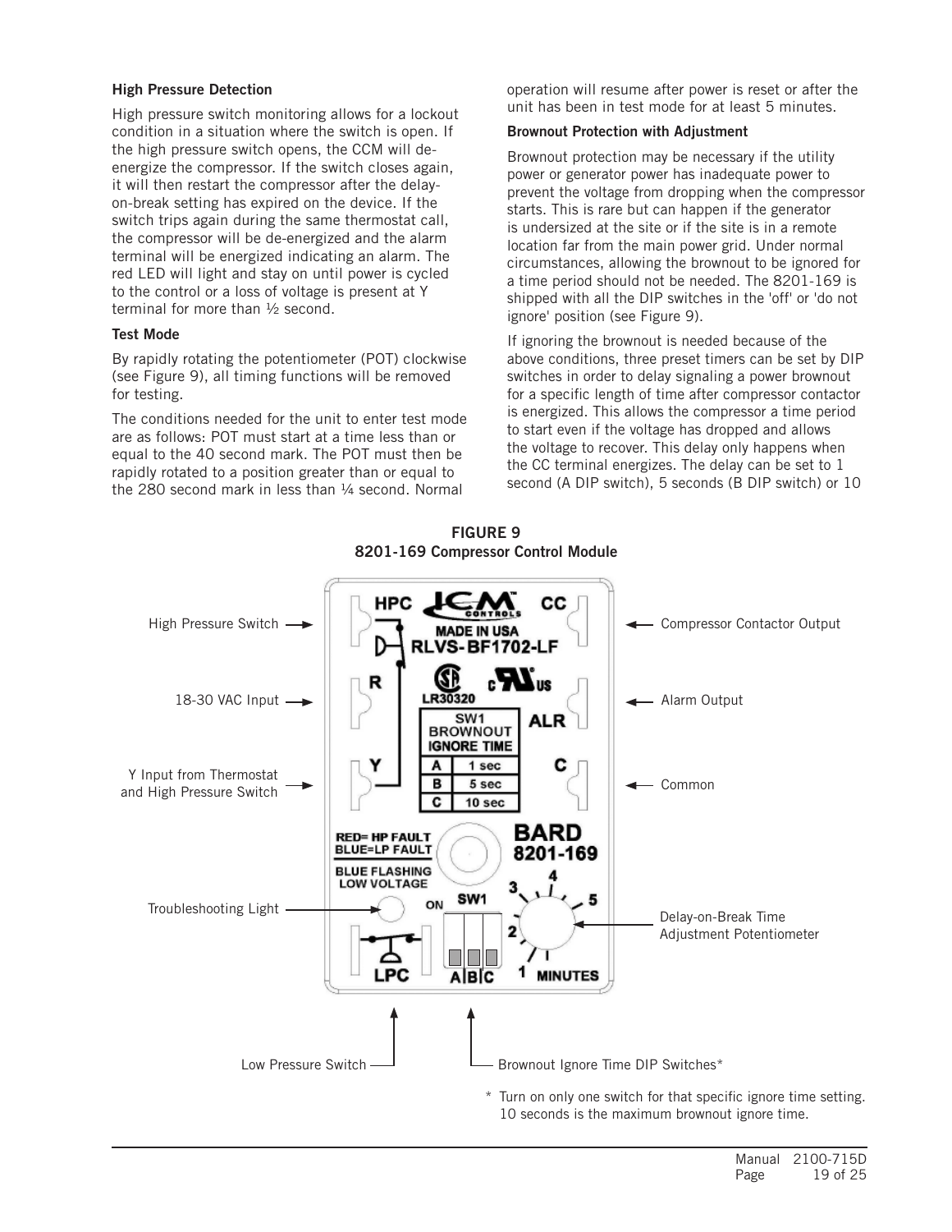### High Pressure Detection

High pressure switch monitoring allows for a lockout condition in a situation where the switch is open. If the high pressure switch opens, the CCM will de-energize the compressor. If the switch closes again, it will then restart the compressor after the delay-on-break setting has expired on the device. If the switch trips again during the same thermostat call, the compressor will be de-energized and the alarm terminal will be energized indicating an alarm. The red LED will light and stay on until power is cycled to the control or a loss of voltage is present at Y terminal for more than ½ second.

### Test Mode

By rapidly rotating the potentiometer (POT) clockwise (see Figure 9), all timing functions will be removed for testing.

The conditions needed for the unit to enter test mode are as follows: POT must start at a time less than or equal to the 40 second mark. The POT must then be rapidly rotated to a position greater than or equal to the 280 second mark in less than ¼ second. Normal operation will resume after power is reset or after the unit has been in test mode for at least 5 minutes.

### Brownout Protection with Adjustment

Brownout protection may be necessary if the utility power or generator power has inadequate power to prevent the voltage from dropping when the compressor starts. This is rare but can happen if the generator is undersized at the site or if the site is in a remote location far from the main power grid. Under normal circumstances, allowing the brownout to be ignored for a time period should not be needed. The 8201-169 is shipped with all the DIP switches in the 'off' or 'do not ignore' position (see Figure 9).

If ignoring the brownout is needed because of the above conditions, three preset timers can be set by DIP switches in order to delay signaling a power brownout for a specific length of time after compressor contactor is energized. This allows the compressor a time period to start even if the voltage has dropped and allows the voltage to recover. This delay only happens when the CC terminal energizes. The delay can be set to 1 second (A DIP switch), 5 seconds (B DIP switch) or 10

**FIGURE 9**
**8201-169 Compressor Control Module**

High Pressure Switch — HPC
18-30 VAC Input — R
Y Input from Thermostat and High Pressure Switch — Y
Troubleshooting Light
Low Pressure Switch — LPC
Brownout Ignore Time DIP Switches*
Compressor Contactor Output — CC
Alarm Output — ALR
Common — C
Delay-on-Break Time Adjustment Potentiometer

ICM CONTROLS
MADE IN USA
RLVS-BF1702-LF
LR30320

| SW1 BROWNOUT IGNORE TIME | |
|---|---|
| A | 1 sec |
| B | 5 sec |
| C | 10 sec |

RED= HP FAULT
BLUE=LP FAULT
BLUE FLASHING LOW VOLTAGE

BARD
8201-169

ON SW1 A B C

1 2 3 4 5 MINUTES

\* Turn on only one switch for that specific ignore time setting. 10 seconds is the maximum brownout ignore time.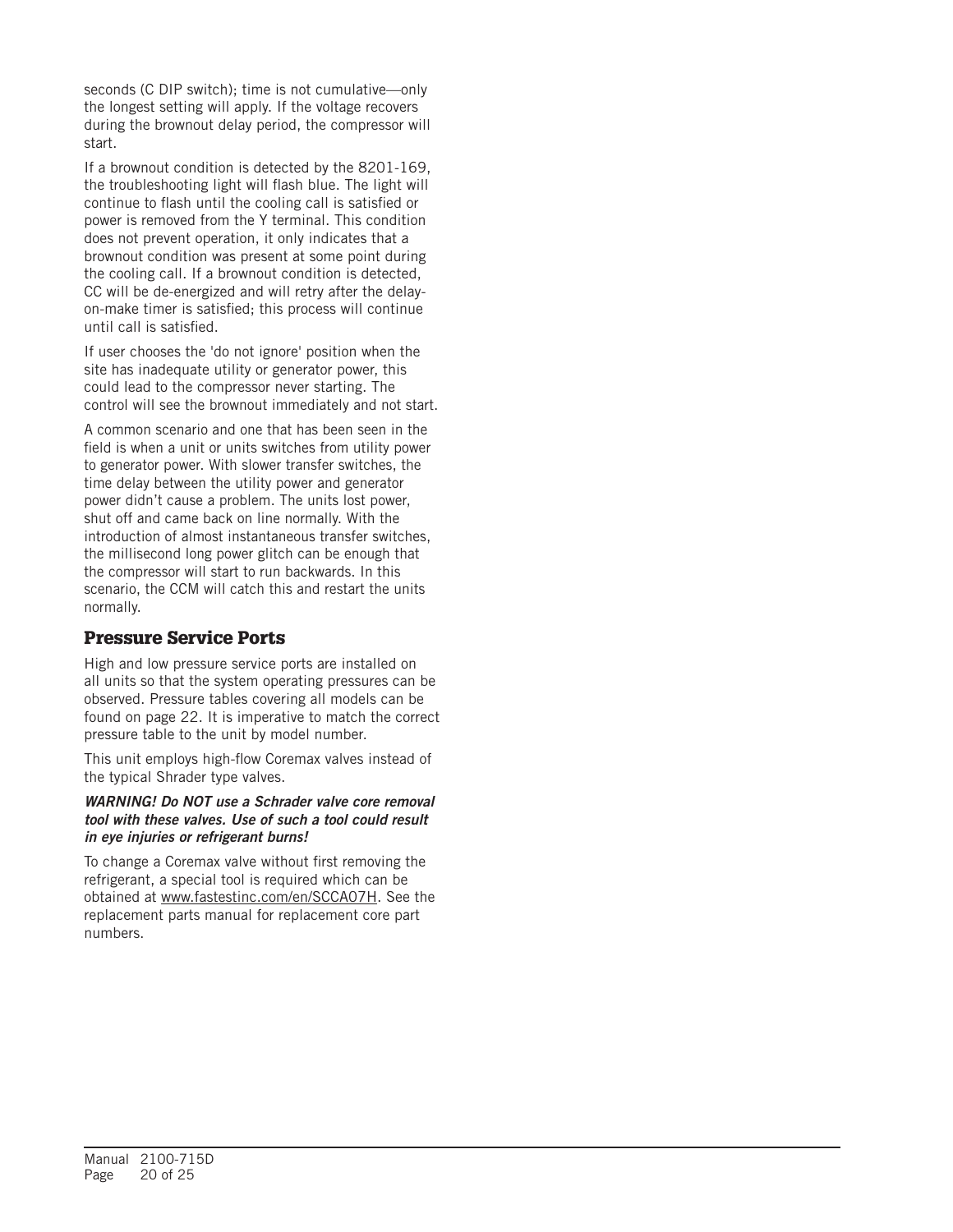seconds (C DIP switch); time is not cumulative—only the longest setting will apply. If the voltage recovers during the brownout delay period, the compressor will start.

If a brownout condition is detected by the 8201-169, the troubleshooting light will flash blue. The light will continue to flash until the cooling call is satisfied or power is removed from the Y terminal. This condition does not prevent operation, it only indicates that a brownout condition was present at some point during the cooling call. If a brownout condition is detected, CC will be de-energized and will retry after the delay-on-make timer is satisfied; this process will continue until call is satisfied.

If user chooses the 'do not ignore' position when the site has inadequate utility or generator power, this could lead to the compressor never starting. The control will see the brownout immediately and not start.

A common scenario and one that has been seen in the field is when a unit or units switches from utility power to generator power. With slower transfer switches, the time delay between the utility power and generator power didn't cause a problem. The units lost power, shut off and came back on line normally. With the introduction of almost instantaneous transfer switches, the millisecond long power glitch can be enough that the compressor will start to run backwards. In this scenario, the CCM will catch this and restart the units normally.

## Pressure Service Ports

High and low pressure service ports are installed on all units so that the system operating pressures can be observed. Pressure tables covering all models can be found on page 22. It is imperative to match the correct pressure table to the unit by model number.

This unit employs high-flow Coremax valves instead of the typical Shrader type valves.

***WARNING! Do NOT use a Schrader valve core removal tool with these valves. Use of such a tool could result in eye injuries or refrigerant burns!***

To change a Coremax valve without first removing the refrigerant, a special tool is required which can be obtained at www.fastestinc.com/en/SCCA07H. See the replacement parts manual for replacement core part numbers.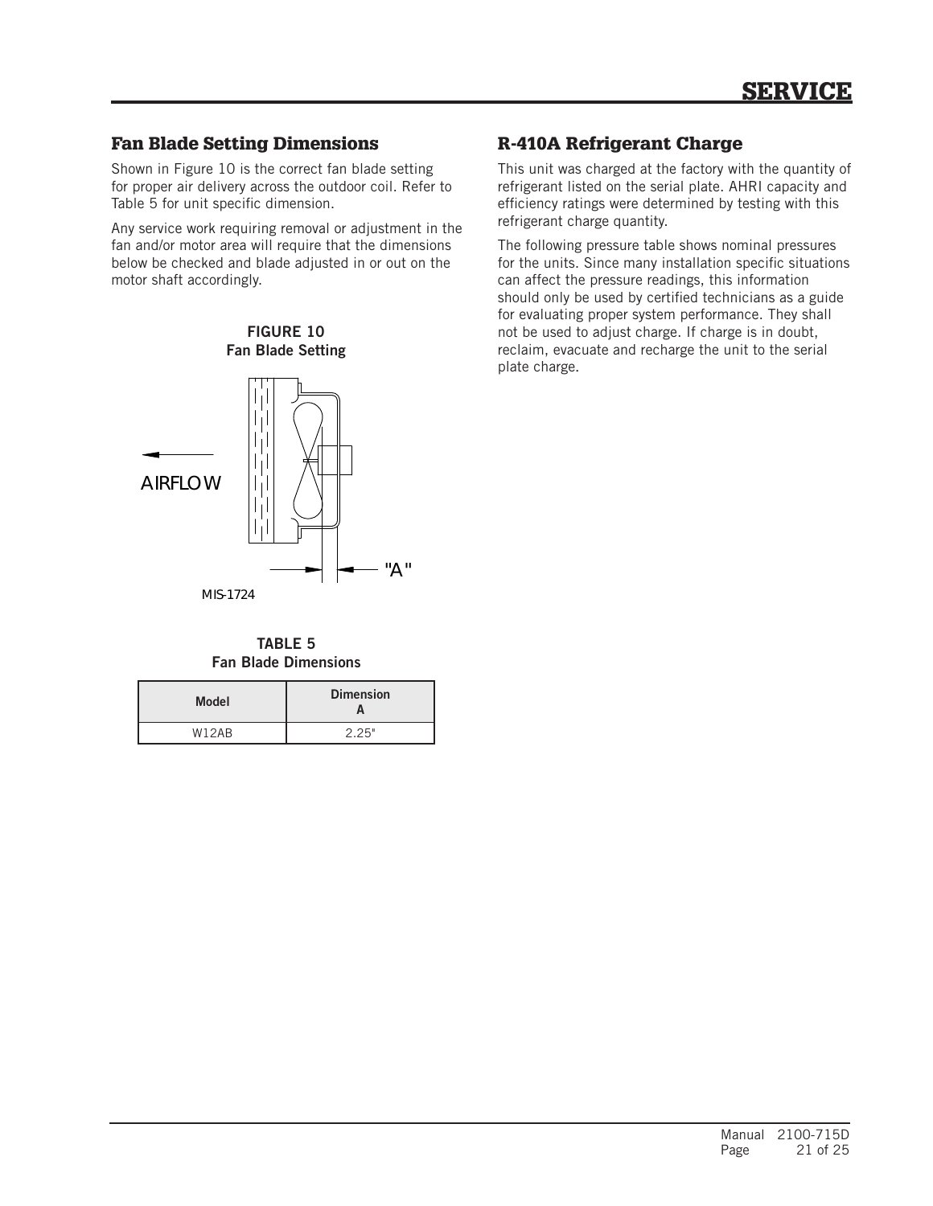# SERVICE

## Fan Blade Setting Dimensions

Shown in Figure 10 is the correct fan blade setting for proper air delivery across the outdoor coil. Refer to Table 5 for unit specific dimension.

Any service work requiring removal or adjustment in the fan and/or motor area will require that the dimensions below be checked and blade adjusted in or out on the motor shaft accordingly.

**FIGURE 10**
**Fan Blade Setting**

AIRFLOW

"A"

MIS-1724

**TABLE 5**
**Fan Blade Dimensions**

| Model | Dimension A |
|---|---|
| W12AB | 2.25" |

## R-410A Refrigerant Charge

This unit was charged at the factory with the quantity of refrigerant listed on the serial plate. AHRI capacity and efficiency ratings were determined by testing with this refrigerant charge quantity.

The following pressure table shows nominal pressures for the units. Since many installation specific situations can affect the pressure readings, this information should only be used by certified technicians as a guide for evaluating proper system performance. They shall not be used to adjust charge. If charge is in doubt, reclaim, evacuate and recharge the unit to the serial plate charge.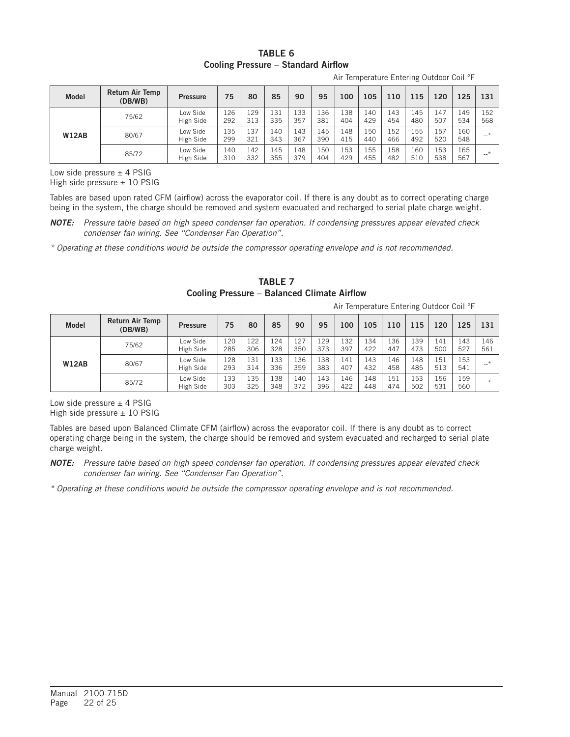## TABLE 6
### Cooling Pressure – Standard Airflow

Air Temperature Entering Outdoor Coil °F

| Model | Return Air Temp (DB/WB) | Pressure | 75 | 80 | 85 | 90 | 95 | 100 | 105 | 110 | 115 | 120 | 125 | 131 |
|---|---|---|---|---|---|---|---|---|---|---|---|---|---|---|
| W12AB | 75/62 | Low Side<br>High Side | 126<br>292 | 129<br>313 | 131<br>335 | 133<br>357 | 136<br>381 | 138<br>404 | 140<br>429 | 143<br>454 | 145<br>480 | 147<br>507 | 149<br>534 | 152<br>568 |
| | 80/67 | Low Side<br>High Side | 135<br>299 | 137<br>321 | 140<br>343 | 143<br>367 | 145<br>390 | 148<br>415 | 150<br>440 | 152<br>466 | 155<br>492 | 157<br>520 | 160<br>548 | --* |
| | 85/72 | Low Side<br>High Side | 140<br>310 | 142<br>332 | 145<br>355 | 148<br>379 | 150<br>404 | 153<br>429 | 155<br>455 | 158<br>482 | 160<br>510 | 153<br>538 | 165<br>567 | --* |

Low side pressure ± 4 PSIG
High side pressure ± 10 PSIG

Tables are based upon rated CFM (airflow) across the evaporator coil. If there is any doubt as to correct operating charge being in the system, the charge should be removed and system evacuated and recharged to serial plate charge weight.

***NOTE:*** *Pressure table based on high speed condenser fan operation. If condensing pressures appear elevated check condenser fan wiring. See "Condenser Fan Operation".*

*\* Operating at these conditions would be outside the compressor operating envelope and is not recommended.*

## TABLE 7
### Cooling Pressure – Balanced Climate Airflow

Air Temperature Entering Outdoor Coil °F

| Model | Return Air Temp (DB/WB) | Pressure | 75 | 80 | 85 | 90 | 95 | 100 | 105 | 110 | 115 | 120 | 125 | 131 |
|---|---|---|---|---|---|---|---|---|---|---|---|---|---|---|
| W12AB | 75/62 | Low Side<br>High Side | 120<br>285 | 122<br>306 | 124<br>328 | 127<br>350 | 129<br>373 | 132<br>397 | 134<br>422 | 136<br>447 | 139<br>473 | 141<br>500 | 143<br>527 | 146<br>561 |
| | 80/67 | Low Side<br>High Side | 128<br>293 | 131<br>314 | 133<br>336 | 136<br>359 | 138<br>383 | 141<br>407 | 143<br>432 | 146<br>458 | 148<br>485 | 151<br>513 | 153<br>541 | --* |
| | 85/72 | Low Side<br>High Side | 133<br>303 | 135<br>325 | 138<br>348 | 140<br>372 | 143<br>396 | 146<br>422 | 148<br>448 | 151<br>474 | 153<br>502 | 156<br>531 | 159<br>560 | --* |

Low side pressure ± 4 PSIG
High side pressure ± 10 PSIG

Tables are based upon Balanced Climate CFM (airflow) across the evaporator coil. If there is any doubt as to correct operating charge being in the system, the charge should be removed and system evacuated and recharged to serial plate charge weight.

***NOTE:*** *Pressure table based on high speed condenser fan operation. If condensing pressures appear elevated check condenser fan wiring. See "Condenser Fan Operation".*

*\* Operating at these conditions would be outside the compressor operating envelope and is not recommended.*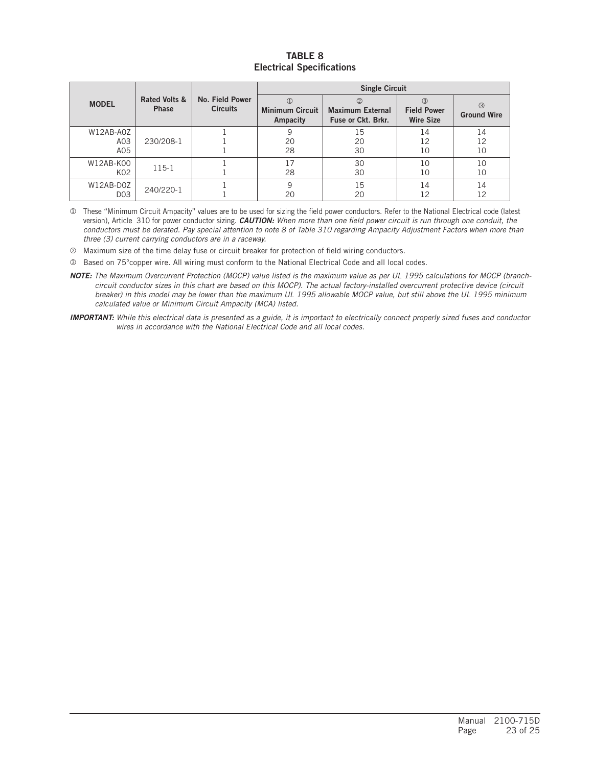## TABLE 8
## Electrical Specifications

| MODEL | Rated Volts & Phase | No. Field Power Circuits | Single Circuit | | | |
|---|---|---|---|---|---|---|
| | | | ① Minimum Circuit Ampacity | ② Maximum External Fuse or Ckt. Brkr. | ③ Field Power Wire Size | ③ Ground Wire |
| W12AB-A0Z | 230/208-1 | 1 | 9 | 15 | 14 | 14 |
| A03 | | 1 | 20 | 20 | 12 | 12 |
| A05 | | 1 | 28 | 30 | 10 | 10 |
| W12AB-K00 | 115-1 | 1 | 17 | 30 | 10 | 10 |
| K02 | | 1 | 28 | 30 | 10 | 10 |
| W12AB-D0Z | 240/220-1 | 1 | 9 | 15 | 14 | 14 |
| D03 | | 1 | 20 | 20 | 12 | 12 |

① These "Minimum Circuit Ampacity" values are to be used for sizing the field power conductors. Refer to the National Electrical code (latest version), Article 310 for power conductor sizing. ***CAUTION:*** *When more than one field power circuit is run through one conduit, the conductors must be derated. Pay special attention to note 8 of Table 310 regarding Ampacity Adjustment Factors when more than three (3) current carrying conductors are in a raceway.*

② Maximum size of the time delay fuse or circuit breaker for protection of field wiring conductors.

③ Based on 75°copper wire. All wiring must conform to the National Electrical Code and all local codes.

***NOTE:*** *The Maximum Overcurrent Protection (MOCP) value listed is the maximum value as per UL 1995 calculations for MOCP (branch-circuit conductor sizes in this chart are based on this MOCP). The actual factory-installed overcurrent protective device (circuit breaker) in this model may be lower than the maximum UL 1995 allowable MOCP value, but still above the UL 1995 minimum calculated value or Minimum Circuit Ampacity (MCA) listed.*

***IMPORTANT:*** *While this electrical data is presented as a guide, it is important to electrically connect properly sized fuses and conductor wires in accordance with the National Electrical Code and all local codes.*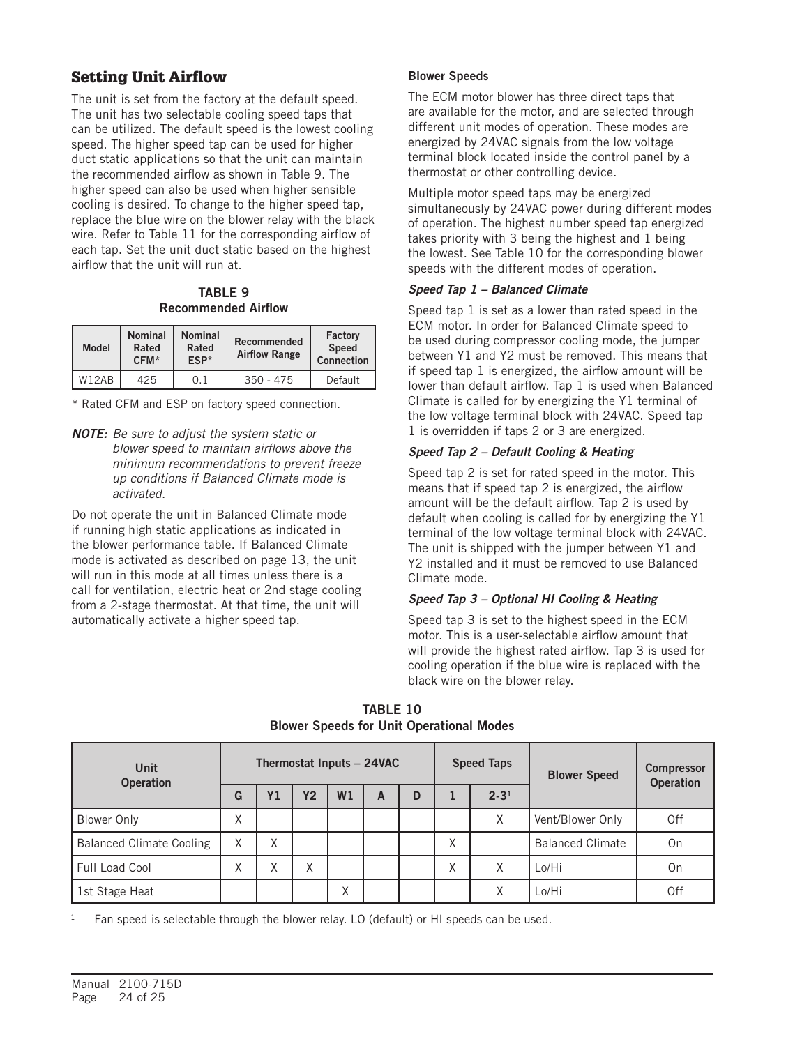## Setting Unit Airflow

The unit is set from the factory at the default speed. The unit has two selectable cooling speed taps that can be utilized. The default speed is the lowest cooling speed. The higher speed tap can be used for higher duct static applications so that the unit can maintain the recommended airflow as shown in Table 9. The higher speed can also be used when higher sensible cooling is desired. To change to the higher speed tap, replace the blue wire on the blower relay with the black wire. Refer to Table 11 for the corresponding airflow of each tap. Set the unit duct static based on the highest airflow that the unit will run at.

**TABLE 9**
**Recommended Airflow**

| Model | Nominal Rated CFM* | Nominal Rated ESP* | Recommended Airflow Range | Factory Speed Connection |
|---|---|---|---|---|
| W12AB | 425 | 0.1 | 350 - 475 | Default |

\* Rated CFM and ESP on factory speed connection.

***NOTE:*** *Be sure to adjust the system static or blower speed to maintain airflows above the minimum recommendations to prevent freeze up conditions if Balanced Climate mode is activated.*

Do not operate the unit in Balanced Climate mode if running high static applications as indicated in the blower performance table. If Balanced Climate mode is activated as described on page 13, the unit will run in this mode at all times unless there is a call for ventilation, electric heat or 2nd stage cooling from a 2-stage thermostat. At that time, the unit will automatically activate a higher speed tap.

### Blower Speeds

The ECM motor blower has three direct taps that are available for the motor, and are selected through different unit modes of operation. These modes are energized by 24VAC signals from the low voltage terminal block located inside the control panel by a thermostat or other controlling device.

Multiple motor speed taps may be energized simultaneously by 24VAC power during different modes of operation. The highest number speed tap energized takes priority with 3 being the highest and 1 being the lowest. See Table 10 for the corresponding blower speeds with the different modes of operation.

***Speed Tap 1 – Balanced Climate***

Speed tap 1 is set as a lower than rated speed in the ECM motor. In order for Balanced Climate speed to be used during compressor cooling mode, the jumper between Y1 and Y2 must be removed. This means that if speed tap 1 is energized, the airflow amount will be lower than default airflow. Tap 1 is used when Balanced Climate is called for by energizing the Y1 terminal of the low voltage terminal block with 24VAC. Speed tap 1 is overridden if taps 2 or 3 are energized.

***Speed Tap 2 – Default Cooling & Heating***

Speed tap 2 is set for rated speed in the motor. This means that if speed tap 2 is energized, the airflow amount will be the default airflow. Tap 2 is used by default when cooling is called for by energizing the Y1 terminal of the low voltage terminal block with 24VAC. The unit is shipped with the jumper between Y1 and Y2 installed and it must be removed to use Balanced Climate mode.

***Speed Tap 3 – Optional HI Cooling & Heating***

Speed tap 3 is set to the highest speed in the ECM motor. This is a user-selectable airflow amount that will provide the highest rated airflow. Tap 3 is used for cooling operation if the blue wire is replaced with the black wire on the blower relay.

**TABLE 10**
**Blower Speeds for Unit Operational Modes**

| Unit Operation | Thermostat Inputs – 24VAC | | | | | | Speed Taps | | Blower Speed | Compressor Operation |
|---|---|---|---|---|---|---|---|---|---|---|
| | G | Y1 | Y2 | W1 | A | D | 1 | 2-3[1] | | |
| Blower Only | X | | | | | | | X | Vent/Blower Only | Off |
| Balanced Climate Cooling | X | X | | | | | X | | Balanced Climate | On |
| Full Load Cool | X | X | X | | | | X | X | Lo/Hi | On |
| 1st Stage Heat | | | | X | | | | X | Lo/Hi | Off |

[1] Fan speed is selectable through the blower relay. LO (default) or HI speeds can be used.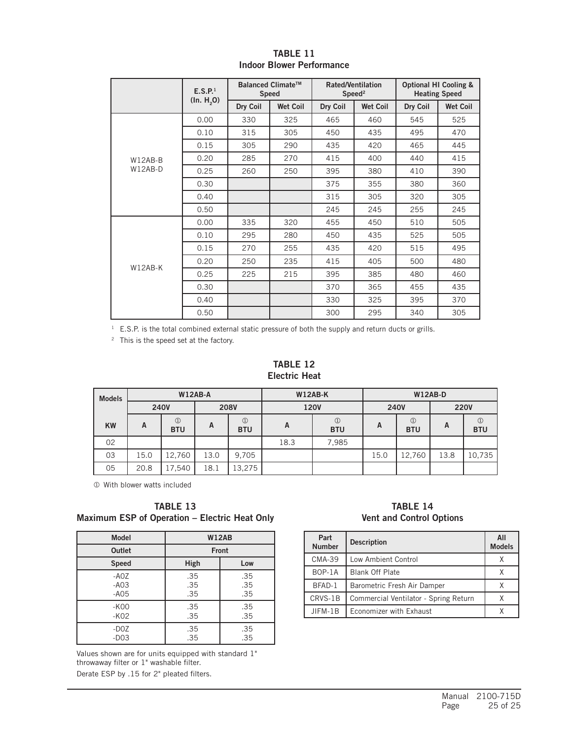## TABLE 11
### Indoor Blower Performance

| | E.S.P.[1] (In. $H_2O$) | Balanced Climate™ Speed | | Rated/Ventilation Speed[2] | | Optional HI Cooling & Heating Speed | |
|---|---|---|---|---|---|---|---|
| | | Dry Coil | Wet Coil | Dry Coil | Wet Coil | Dry Coil | Wet Coil |
| W12AB-B W12AB-D | 0.00 | 330 | 325 | 465 | 460 | 545 | 525 |
| | 0.10 | 315 | 305 | 450 | 435 | 495 | 470 |
| | 0.15 | 305 | 290 | 435 | 420 | 465 | 445 |
| | 0.20 | 285 | 270 | 415 | 400 | 440 | 415 |
| | 0.25 | 260 | 250 | 395 | 380 | 410 | 390 |
| | 0.30 | | | 375 | 355 | 380 | 360 |
| | 0.40 | | | 315 | 305 | 320 | 305 |
| | 0.50 | | | 245 | 245 | 255 | 245 |
| W12AB-K | 0.00 | 335 | 320 | 455 | 450 | 510 | 505 |
| | 0.10 | 295 | 280 | 450 | 435 | 525 | 505 |
| | 0.15 | 270 | 255 | 435 | 420 | 515 | 495 |
| | 0.20 | 250 | 235 | 415 | 405 | 500 | 480 |
| | 0.25 | 225 | 215 | 395 | 385 | 480 | 460 |
| | 0.30 | | | 370 | 365 | 455 | 435 |
| | 0.40 | | | 330 | 325 | 395 | 370 |
| | 0.50 | | | 300 | 295 | 340 | 305 |

[1] E.S.P. is the total combined external static pressure of both the supply and return ducts or grills.

[2] This is the speed set at the factory.

## TABLE 12
### Electric Heat

| Models | W12AB-A | | | | W12AB-K | | W12AB-D | | | |
|---|---|---|---|---|---|---|---|---|---|---|
| | 240V | | 208V | | 120V | | 240V | | 220V | |
| KW | A | ① BTU | A | ① BTU | A | ① BTU | A | ① BTU | A | ① BTU |
| 02 | | | | | 18.3 | 7,985 | | | | |
| 03 | 15.0 | 12,760 | 13.0 | 9,705 | | | 15.0 | 12,760 | 13.8 | 10,735 |
| 05 | 20.8 | 17,540 | 18.1 | 13,275 | | | | | | |

① With blower watts included

## TABLE 13
### Maximum ESP of Operation – Electric Heat Only

| Model | W12AB | |
|---|---|---|
| Outlet | Front | |
| Speed | High | Low |
| -A0Z<br>-A03<br>-A05 | .35<br>.35<br>.35 | .35<br>.35<br>.35 |
| -K00<br>-K02 | .35<br>.35 | .35<br>.35 |
| -D0Z<br>-D03 | .35<br>.35 | .35<br>.35 |

Values shown are for units equipped with standard 1" throwaway filter or 1" washable filter.

Derate ESP by .15 for 2" pleated filters.

## TABLE 14
### Vent and Control Options

| Part Number | Description | All Models |
|---|---|---|
| CMA-39 | Low Ambient Control | X |
| BOP-1A | Blank Off Plate | X |
| BFAD-1 | Barometric Fresh Air Damper | X |
| CRVS-1B | Commercial Ventilator - Spring Return | X |
| JIFM-1B | Economizer with Exhaust | X |